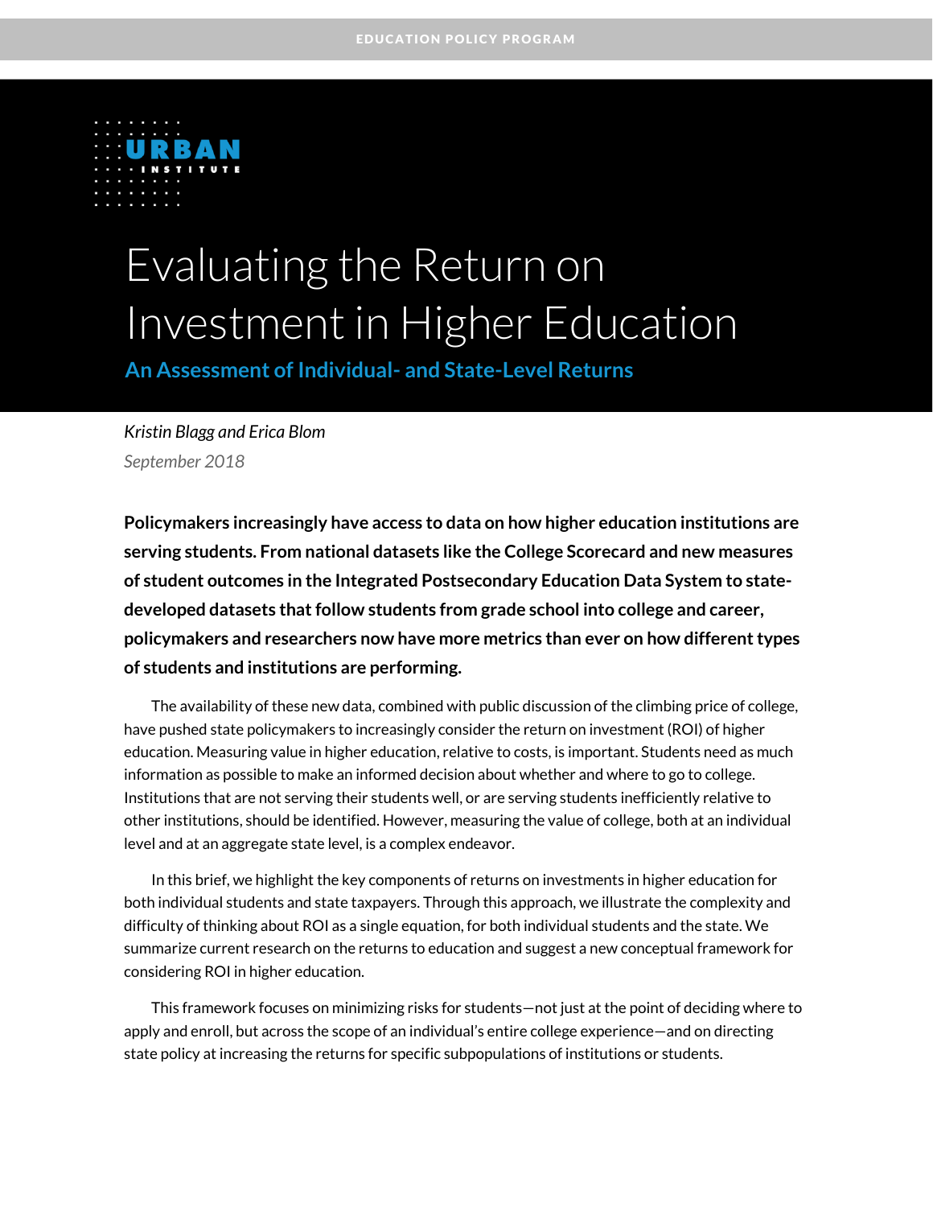EDUCATION POLICY PROGRAM

URBAN INSTITUTE

# Evaluating the Return on Investment in Higher Education

## An Assessment of Individual- and State-Level Returns

*Kristin Blagg and Erica Blom*

*September 2018*

**Policymakers increasingly have access to data on how higher education institutions are serving students. From national datasets like the College Scorecard and new measures of student outcomes in the Integrated Postsecondary Education Data System to state-developed datasets that follow students from grade school into college and career, policymakers and researchers now have more metrics than ever on how different types of students and institutions are performing.**

The availability of these new data, combined with public discussion of the climbing price of college, have pushed state policymakers to increasingly consider the return on investment (ROI) of higher education. Measuring value in higher education, relative to costs, is important. Students need as much information as possible to make an informed decision about whether and where to go to college. Institutions that are not serving their students well, or are serving students inefficiently relative to other institutions, should be identified. However, measuring the value of college, both at an individual level and at an aggregate state level, is a complex endeavor.

In this brief, we highlight the key components of returns on investments in higher education for both individual students and state taxpayers. Through this approach, we illustrate the complexity and difficulty of thinking about ROI as a single equation, for both individual students and the state. We summarize current research on the returns to education and suggest a new conceptual framework for considering ROI in higher education.

This framework focuses on minimizing risks for students—not just at the point of deciding where to apply and enroll, but across the scope of an individual's entire college experience—and on directing state policy at increasing the returns for specific subpopulations of institutions or students.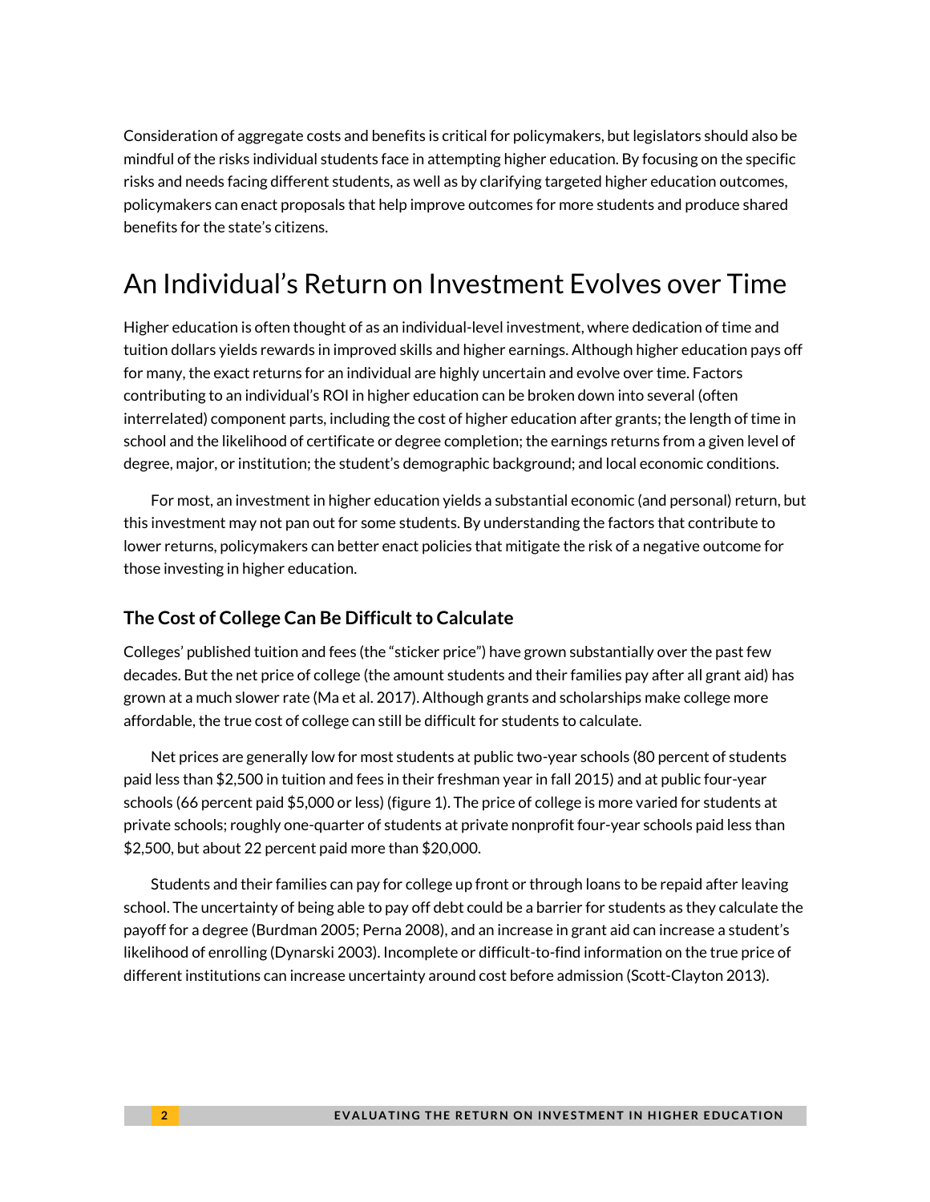Consideration of aggregate costs and benefits is critical for policymakers, but legislators should also be mindful of the risks individual students face in attempting higher education. By focusing on the specific risks and needs facing different students, as well as by clarifying targeted higher education outcomes, policymakers can enact proposals that help improve outcomes for more students and produce shared benefits for the state's citizens.

## An Individual's Return on Investment Evolves over Time

Higher education is often thought of as an individual-level investment, where dedication of time and tuition dollars yields rewards in improved skills and higher earnings. Although higher education pays off for many, the exact returns for an individual are highly uncertain and evolve over time. Factors contributing to an individual's ROI in higher education can be broken down into several (often interrelated) component parts, including the cost of higher education after grants; the length of time in school and the likelihood of certificate or degree completion; the earnings returns from a given level of degree, major, or institution; the student's demographic background; and local economic conditions.

For most, an investment in higher education yields a substantial economic (and personal) return, but this investment may not pan out for some students. By understanding the factors that contribute to lower returns, policymakers can better enact policies that mitigate the risk of a negative outcome for those investing in higher education.

### The Cost of College Can Be Difficult to Calculate

Colleges' published tuition and fees (the "sticker price") have grown substantially over the past few decades. But the net price of college (the amount students and their families pay after all grant aid) has grown at a much slower rate (Ma et al. 2017). Although grants and scholarships make college more affordable, the true cost of college can still be difficult for students to calculate.

Net prices are generally low for most students at public two-year schools (80 percent of students paid less than $2,500 in tuition and fees in their freshman year in fall 2015) and at public four-year schools (66 percent paid $5,000 or less) (figure 1). The price of college is more varied for students at private schools; roughly one-quarter of students at private nonprofit four-year schools paid less than $2,500, but about 22 percent paid more than $20,000.

Students and their families can pay for college up front or through loans to be repaid after leaving school. The uncertainty of being able to pay off debt could be a barrier for students as they calculate the payoff for a degree (Burdman 2005; Perna 2008), and an increase in grant aid can increase a student's likelihood of enrolling (Dynarski 2003). Incomplete or difficult-to-find information on the true price of different institutions can increase uncertainty around cost before admission (Scott-Clayton 2013).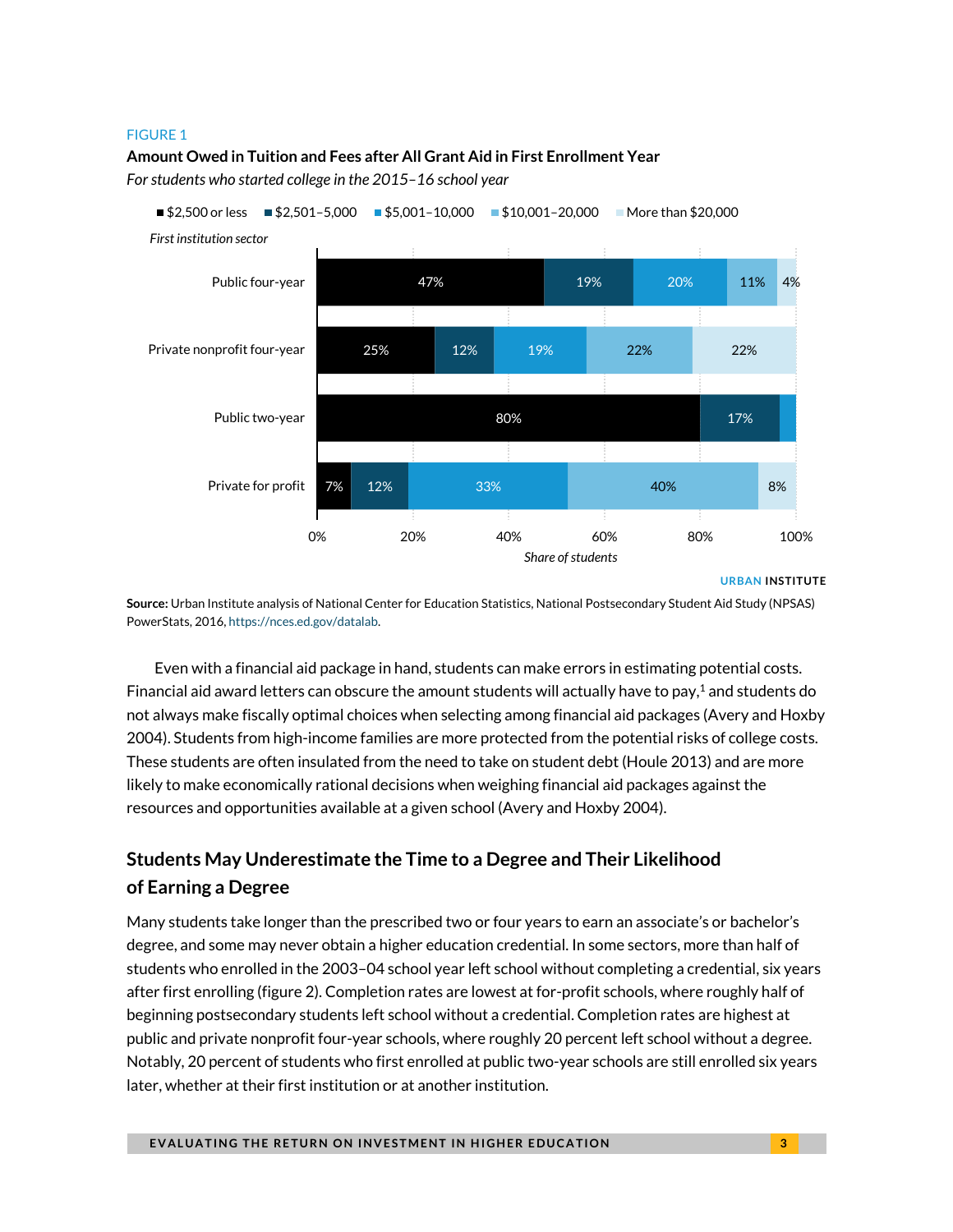FIGURE 1

**Amount Owed in Tuition and Fees after All Grant Aid in First Enrollment Year**

*For students who started college in the 2015–16 school year*

■ $2,500 or less ■ $2,501–5,000 ■ $5,001–10,000 ■ $10,001–20,000 ■ More than $20,000

*First institution sector*

Public four-year: 47%, 19%, 20%, 11%, 4%

Private nonprofit four-year: 25%, 12%, 19%, 22%, 22%

Public two-year: 80%, 17%

Private for profit: 7%, 12%, 33%, 40%, 8%

0% 20% 40% 60% 80% 100%

*Share of students*

URBAN INSTITUTE

**Source:** Urban Institute analysis of National Center for Education Statistics, National Postsecondary Student Aid Study (NPSAS) PowerStats, 2016, https://nces.ed.gov/datalab.

Even with a financial aid package in hand, students can make errors in estimating potential costs. Financial aid award letters can obscure the amount students will actually have to pay,[1] and students do not always make fiscally optimal choices when selecting among financial aid packages (Avery and Hoxby 2004). Students from high-income families are more protected from the potential risks of college costs. These students are often insulated from the need to take on student debt (Houle 2013) and are more likely to make economically rational decisions when weighing financial aid packages against the resources and opportunities available at a given school (Avery and Hoxby 2004).

## Students May Underestimate the Time to a Degree and Their Likelihood of Earning a Degree

Many students take longer than the prescribed two or four years to earn an associate's or bachelor's degree, and some may never obtain a higher education credential. In some sectors, more than half of students who enrolled in the 2003–04 school year left school without completing a credential, six years after first enrolling (figure 2). Completion rates are lowest at for-profit schools, where roughly half of beginning postsecondary students left school without a credential. Completion rates are highest at public and private nonprofit four-year schools, where roughly 20 percent left school without a degree. Notably, 20 percent of students who first enrolled at public two-year schools are still enrolled six years later, whether at their first institution or at another institution.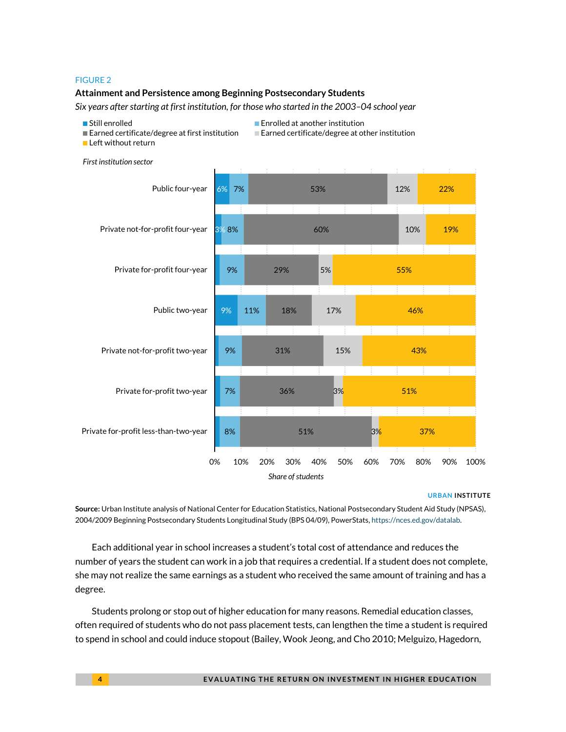FIGURE 2

**Attainment and Persistence among Beginning Postsecondary Students**

*Six years after starting at first institution, for those who started in the 2003–04 school year*

| First institution sector | Still enrolled | Enrolled at another institution | Earned certificate/degree at first institution | Earned certificate/degree at other institution | Left without return |
|---|---|---|---|---|---|
| Public four-year | 6% | 7% | 53% | 12% | 22% |
| Private not-for-profit four-year | 3% | 8% | 60% | 10% | 19% |
| Private for-profit four-year | | 9% | 29% | 5% | 55% |
| Public two-year | 9% | 11% | 18% | 17% | 46% |
| Private not-for-profit two-year | | 9% | 31% | 15% | 43% |
| Private for-profit two-year | | 7% | 36% | 3% | 51% |
| Private for-profit less-than-two-year | | 8% | 51% | 3% | 37% |

*Share of students*

URBAN INSTITUTE

**Source:** Urban Institute analysis of National Center for Education Statistics, National Postsecondary Student Aid Study (NPSAS), 2004/2009 Beginning Postsecondary Students Longitudinal Study (BPS 04/09), PowerStats, https://nces.ed.gov/datalab.

Each additional year in school increases a student's total cost of attendance and reduces the number of years the student can work in a job that requires a credential. If a student does not complete, she may not realize the same earnings as a student who received the same amount of training and has a degree.

Students prolong or stop out of higher education for many reasons. Remedial education classes, often required of students who do not pass placement tests, can lengthen the time a student is required to spend in school and could induce stopout (Bailey, Wook Jeong, and Cho 2010; Melguizo, Hagedorn,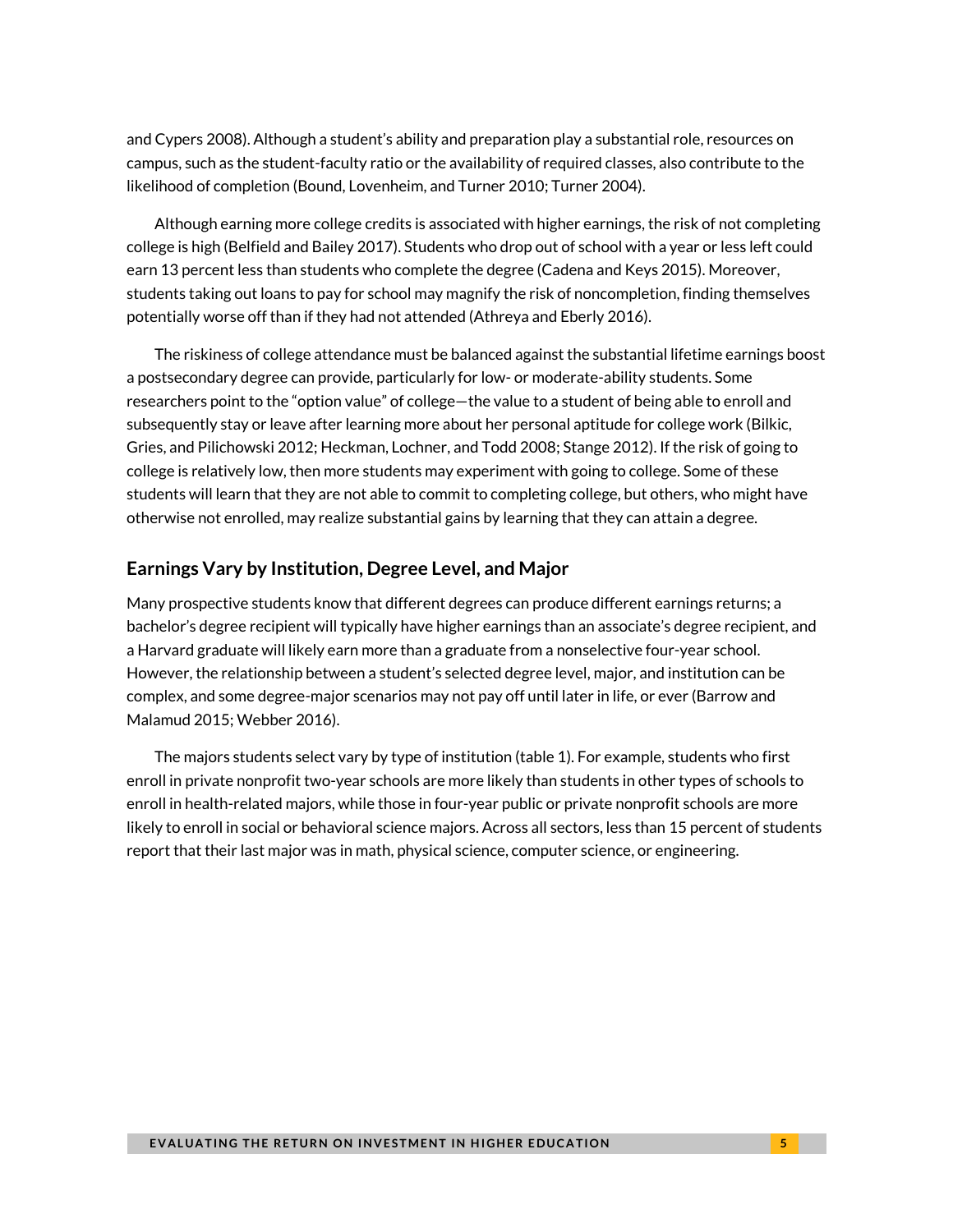and Cypers 2008). Although a student's ability and preparation play a substantial role, resources on campus, such as the student-faculty ratio or the availability of required classes, also contribute to the likelihood of completion (Bound, Lovenheim, and Turner 2010; Turner 2004).

Although earning more college credits is associated with higher earnings, the risk of not completing college is high (Belfield and Bailey 2017). Students who drop out of school with a year or less left could earn 13 percent less than students who complete the degree (Cadena and Keys 2015). Moreover, students taking out loans to pay for school may magnify the risk of noncompletion, finding themselves potentially worse off than if they had not attended (Athreya and Eberly 2016).

The riskiness of college attendance must be balanced against the substantial lifetime earnings boost a postsecondary degree can provide, particularly for low- or moderate-ability students. Some researchers point to the "option value" of college—the value to a student of being able to enroll and subsequently stay or leave after learning more about her personal aptitude for college work (Bilkic, Gries, and Pilichowski 2012; Heckman, Lochner, and Todd 2008; Stange 2012). If the risk of going to college is relatively low, then more students may experiment with going to college. Some of these students will learn that they are not able to commit to completing college, but others, who might have otherwise not enrolled, may realize substantial gains by learning that they can attain a degree.

## Earnings Vary by Institution, Degree Level, and Major

Many prospective students know that different degrees can produce different earnings returns; a bachelor's degree recipient will typically have higher earnings than an associate's degree recipient, and a Harvard graduate will likely earn more than a graduate from a nonselective four-year school. However, the relationship between a student's selected degree level, major, and institution can be complex, and some degree-major scenarios may not pay off until later in life, or ever (Barrow and Malamud 2015; Webber 2016).

The majors students select vary by type of institution (table 1). For example, students who first enroll in private nonprofit two-year schools are more likely than students in other types of schools to enroll in health-related majors, while those in four-year public or private nonprofit schools are more likely to enroll in social or behavioral science majors. Across all sectors, less than 15 percent of students report that their last major was in math, physical science, computer science, or engineering.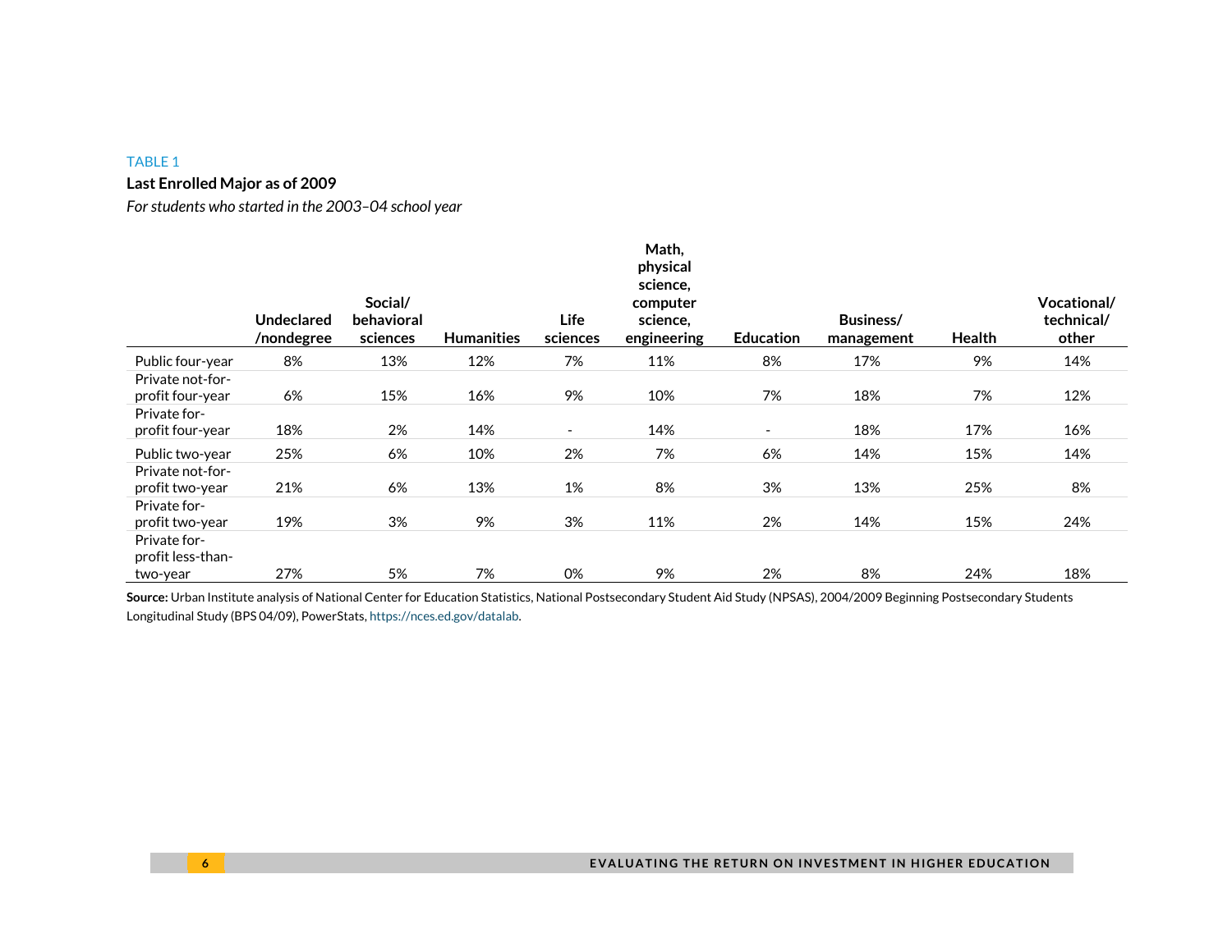TABLE 1

**Last Enrolled Major as of 2009**

*For students who started in the 2003–04 school year*

| | Undeclared /nondegree | Social/ behavioral sciences | Humanities | Life sciences | Math, physical science, computer science, engineering | Education | Business/ management | Health | Vocational/ technical/ other |
|---|---|---|---|---|---|---|---|---|---|
| Public four-year | 8% | 13% | 12% | 7% | 11% | 8% | 17% | 9% | 14% |
| Private not-for-profit four-year | 6% | 15% | 16% | 9% | 10% | 7% | 18% | 7% | 12% |
| Private for-profit four-year | 18% | 2% | 14% | - | 14% | - | 18% | 17% | 16% |
| Public two-year | 25% | 6% | 10% | 2% | 7% | 6% | 14% | 15% | 14% |
| Private not-for-profit two-year | 21% | 6% | 13% | 1% | 8% | 3% | 13% | 25% | 8% |
| Private for-profit two-year | 19% | 3% | 9% | 3% | 11% | 2% | 14% | 15% | 24% |
| Private for-profit less-than-two-year | 27% | 5% | 7% | 0% | 9% | 2% | 8% | 24% | 18% |

**Source:** Urban Institute analysis of National Center for Education Statistics, National Postsecondary Student Aid Study (NPSAS), 2004/2009 Beginning Postsecondary Students Longitudinal Study (BPS 04/09), PowerStats, https://nces.ed.gov/datalab.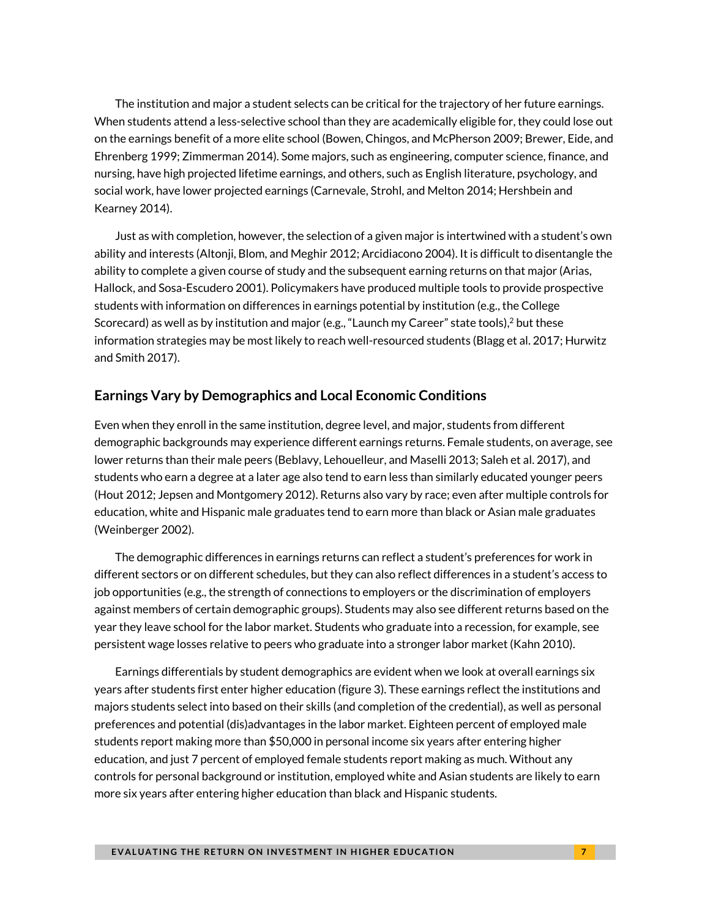The institution and major a student selects can be critical for the trajectory of her future earnings. When students attend a less-selective school than they are academically eligible for, they could lose out on the earnings benefit of a more elite school (Bowen, Chingos, and McPherson 2009; Brewer, Eide, and Ehrenberg 1999; Zimmerman 2014). Some majors, such as engineering, computer science, finance, and nursing, have high projected lifetime earnings, and others, such as English literature, psychology, and social work, have lower projected earnings (Carnevale, Strohl, and Melton 2014; Hershbein and Kearney 2014).

Just as with completion, however, the selection of a given major is intertwined with a student's own ability and interests (Altonji, Blom, and Meghir 2012; Arcidiacono 2004). It is difficult to disentangle the ability to complete a given course of study and the subsequent earning returns on that major (Arias, Hallock, and Sosa-Escudero 2001). Policymakers have produced multiple tools to provide prospective students with information on differences in earnings potential by institution (e.g., the College Scorecard) as well as by institution and major (e.g., "Launch my Career" state tools),[2] but these information strategies may be most likely to reach well-resourced students (Blagg et al. 2017; Hurwitz and Smith 2017).

## Earnings Vary by Demographics and Local Economic Conditions

Even when they enroll in the same institution, degree level, and major, students from different demographic backgrounds may experience different earnings returns. Female students, on average, see lower returns than their male peers (Beblavy, Lehouelleur, and Maselli 2013; Saleh et al. 2017), and students who earn a degree at a later age also tend to earn less than similarly educated younger peers (Hout 2012; Jepsen and Montgomery 2012). Returns also vary by race; even after multiple controls for education, white and Hispanic male graduates tend to earn more than black or Asian male graduates (Weinberger 2002).

The demographic differences in earnings returns can reflect a student's preferences for work in different sectors or on different schedules, but they can also reflect differences in a student's access to job opportunities (e.g., the strength of connections to employers or the discrimination of employers against members of certain demographic groups). Students may also see different returns based on the year they leave school for the labor market. Students who graduate into a recession, for example, see persistent wage losses relative to peers who graduate into a stronger labor market (Kahn 2010).

Earnings differentials by student demographics are evident when we look at overall earnings six years after students first enter higher education (figure 3). These earnings reflect the institutions and majors students select into based on their skills (and completion of the credential), as well as personal preferences and potential (dis)advantages in the labor market. Eighteen percent of employed male students report making more than $50,000 in personal income six years after entering higher education, and just 7 percent of employed female students report making as much. Without any controls for personal background or institution, employed white and Asian students are likely to earn more six years after entering higher education than black and Hispanic students.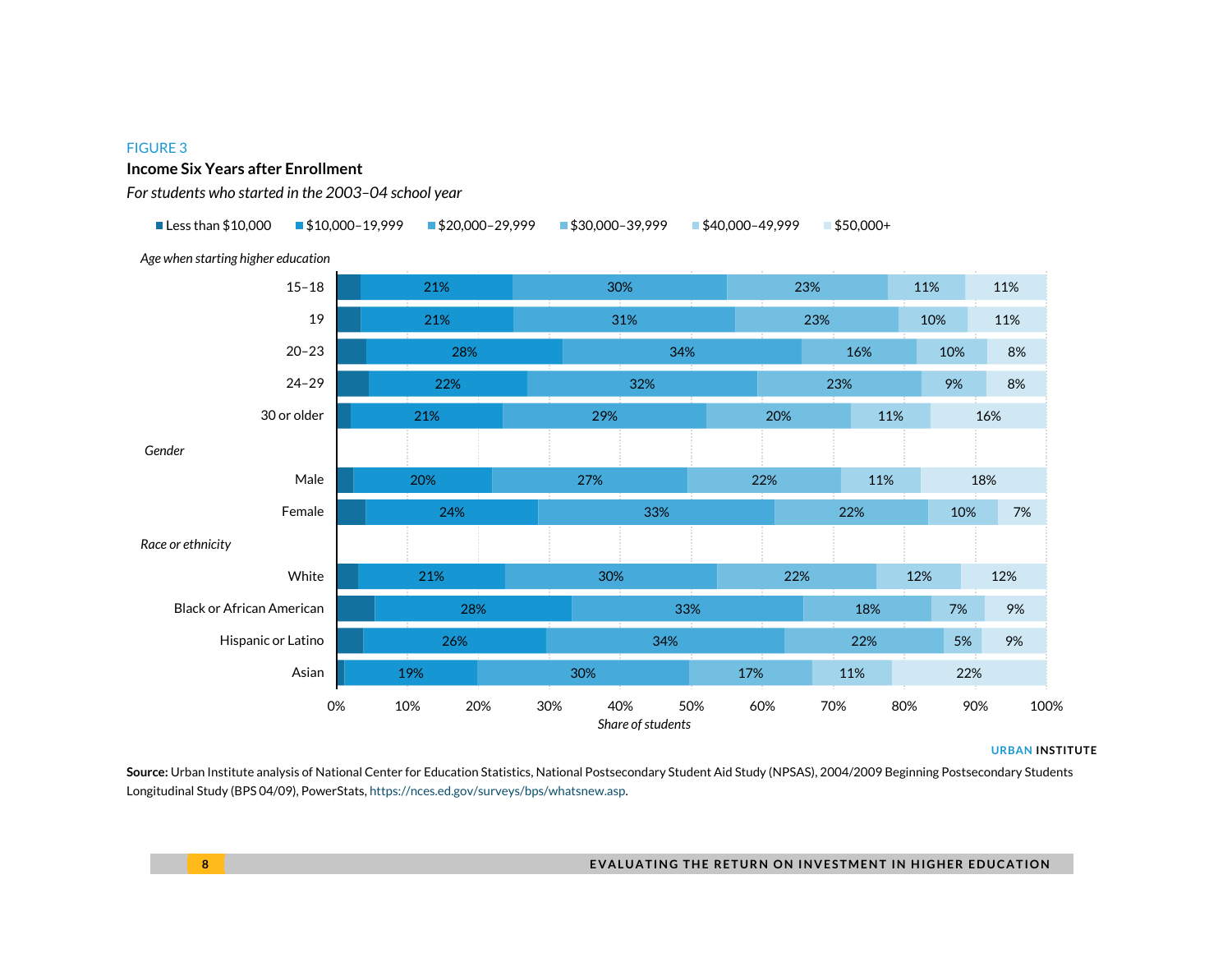FIGURE 3

**Income Six Years after Enrollment**

*For students who started in the 2003–04 school year*

| | Less than $10,000 | $10,000–19,999 | $20,000–29,999 | $30,000–39,999 | $40,000–49,999 | $50,000+ |
|---|---|---|---|---|---|---|
| *Age when starting higher education* | | | | | | |
| 15–18 | | 21% | 30% | 23% | 11% | 11% |
| 19 | | 21% | 31% | 23% | 10% | 11% |
| 20–23 | | 28% | 34% | 16% | 10% | 8% |
| 24–29 | | 22% | 32% | 23% | 9% | 8% |
| 30 or older | | 21% | 29% | 20% | 11% | 16% |
| *Gender* | | | | | | |
| Male | | 20% | 27% | 22% | 11% | 18% |
| Female | | 24% | 33% | 22% | 10% | 7% |
| *Race or ethnicity* | | | | | | |
| White | | 21% | 30% | 22% | 12% | 12% |
| Black or African American | | 28% | 33% | 18% | 7% | 9% |
| Hispanic or Latino | | 26% | 34% | 22% | 5% | 9% |
| Asian | | 19% | 30% | 17% | 11% | 22% |

*Share of students*

URBAN INSTITUTE

**Source:** Urban Institute analysis of National Center for Education Statistics, National Postsecondary Student Aid Study (NPSAS), 2004/2009 Beginning Postsecondary Students Longitudinal Study (BPS 04/09), PowerStats, https://nces.ed.gov/surveys/bps/whatsnew.asp.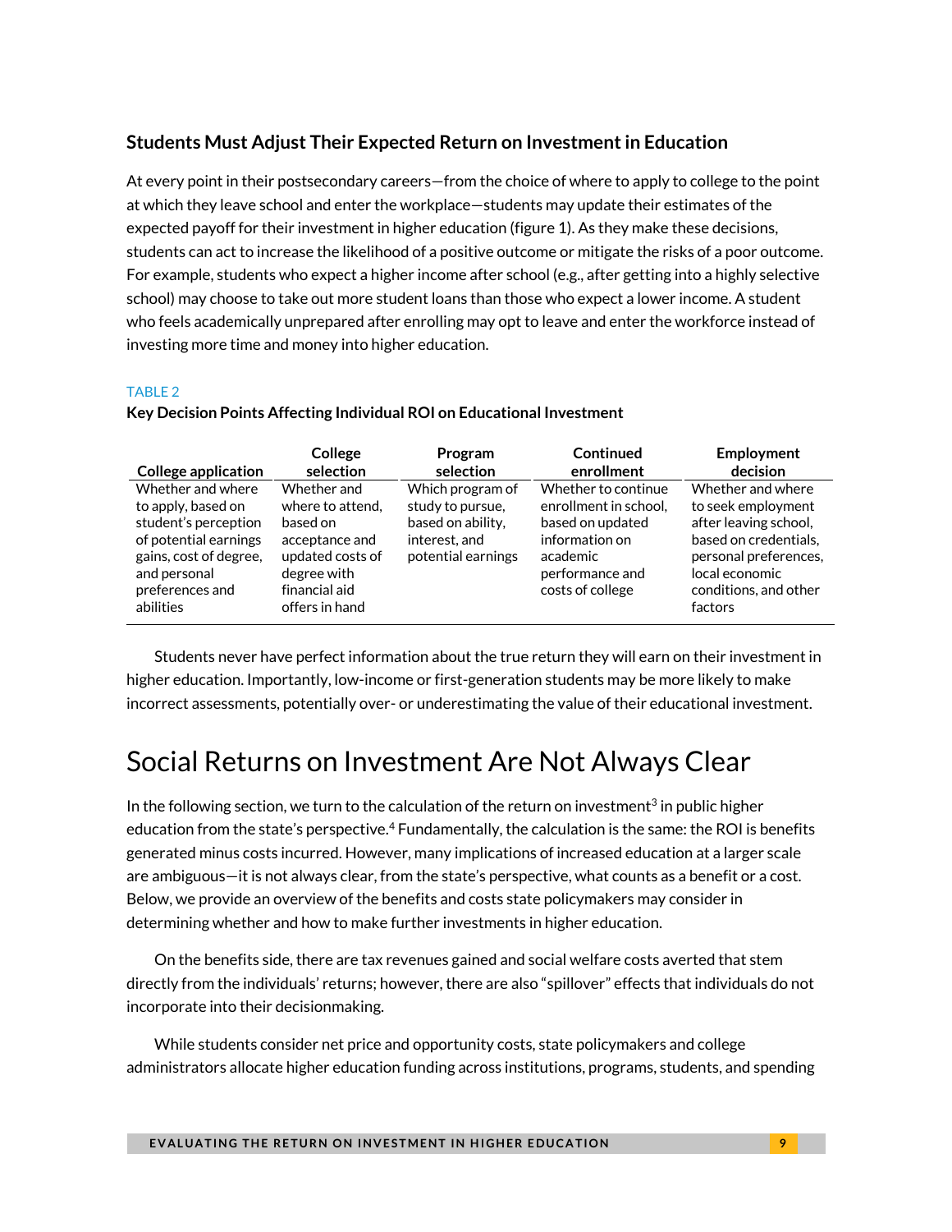### Students Must Adjust Their Expected Return on Investment in Education

At every point in their postsecondary careers—from the choice of where to apply to college to the point at which they leave school and enter the workplace—students may update their estimates of the expected payoff for their investment in higher education (figure 1). As they make these decisions, students can act to increase the likelihood of a positive outcome or mitigate the risks of a poor outcome. For example, students who expect a higher income after school (e.g., after getting into a highly selective school) may choose to take out more student loans than those who expect a lower income. A student who feels academically unprepared after enrolling may opt to leave and enter the workforce instead of investing more time and money into higher education.

TABLE 2

**Key Decision Points Affecting Individual ROI on Educational Investment**

| College application | College selection | Program selection | Continued enrollment | Employment decision |
|---|---|---|---|---|
| Whether and where to apply, based on student's perception of potential earnings gains, cost of degree, and personal preferences and abilities | Whether and where to attend, based on acceptance and updated costs of degree with financial aid offers in hand | Which program of study to pursue, based on ability, interest, and potential earnings | Whether to continue enrollment in school, based on updated information on academic performance and costs of college | Whether and where to seek employment after leaving school, based on credentials, personal preferences, local economic conditions, and other factors |

Students never have perfect information about the true return they will earn on their investment in higher education. Importantly, low-income or first-generation students may be more likely to make incorrect assessments, potentially over- or underestimating the value of their educational investment.

## Social Returns on Investment Are Not Always Clear

In the following section, we turn to the calculation of the return on investment[3] in public higher education from the state's perspective.[4] Fundamentally, the calculation is the same: the ROI is benefits generated minus costs incurred. However, many implications of increased education at a larger scale are ambiguous—it is not always clear, from the state's perspective, what counts as a benefit or a cost. Below, we provide an overview of the benefits and costs state policymakers may consider in determining whether and how to make further investments in higher education.

On the benefits side, there are tax revenues gained and social welfare costs averted that stem directly from the individuals' returns; however, there are also "spillover" effects that individuals do not incorporate into their decisionmaking.

While students consider net price and opportunity costs, state policymakers and college administrators allocate higher education funding across institutions, programs, students, and spending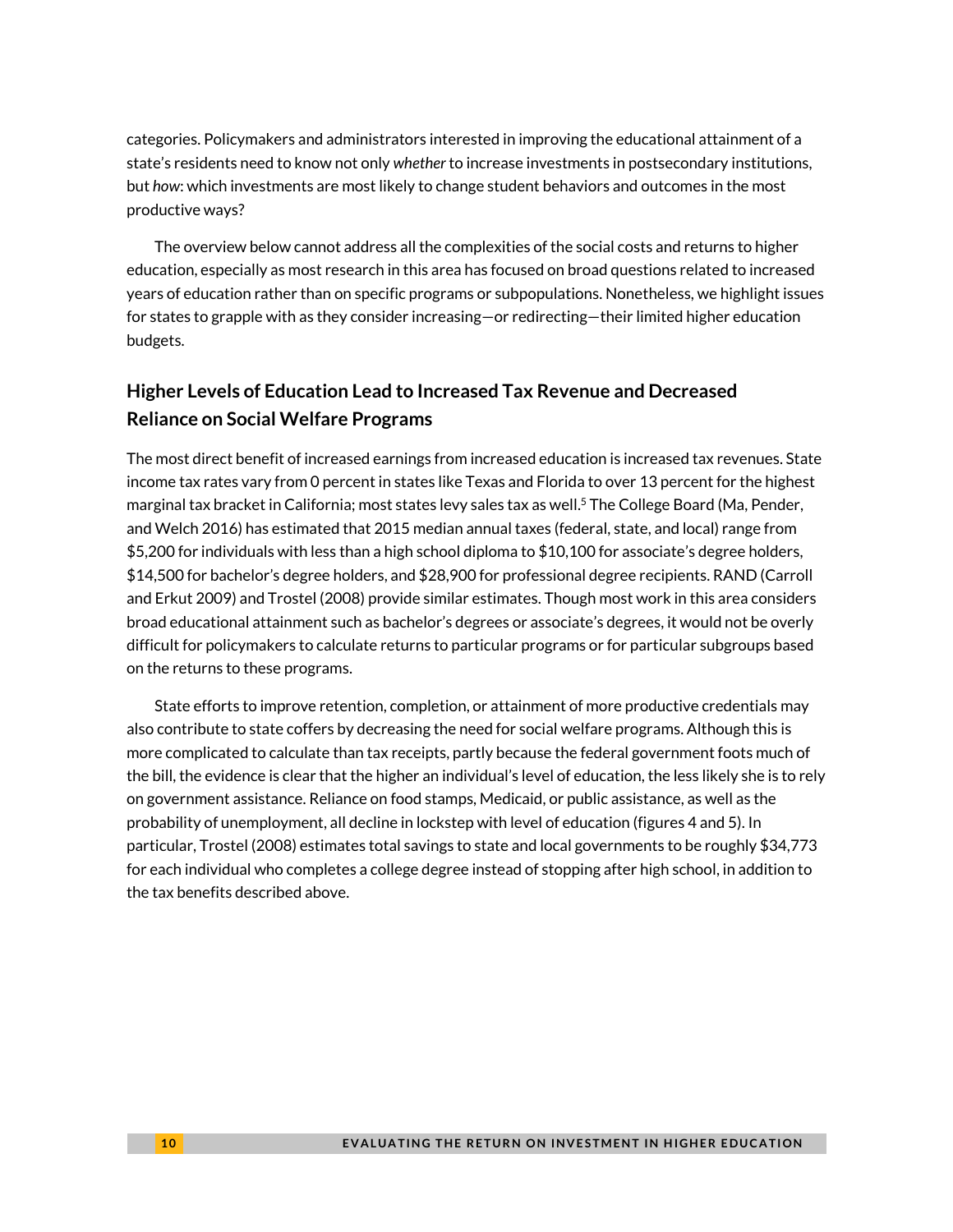categories. Policymakers and administrators interested in improving the educational attainment of a state's residents need to know not only *whether* to increase investments in postsecondary institutions, but *how*: which investments are most likely to change student behaviors and outcomes in the most productive ways?

The overview below cannot address all the complexities of the social costs and returns to higher education, especially as most research in this area has focused on broad questions related to increased years of education rather than on specific programs or subpopulations. Nonetheless, we highlight issues for states to grapple with as they consider increasing—or redirecting—their limited higher education budgets.

## Higher Levels of Education Lead to Increased Tax Revenue and Decreased Reliance on Social Welfare Programs

The most direct benefit of increased earnings from increased education is increased tax revenues. State income tax rates vary from 0 percent in states like Texas and Florida to over 13 percent for the highest marginal tax bracket in California; most states levy sales tax as well.[5] The College Board (Ma, Pender, and Welch 2016) has estimated that 2015 median annual taxes (federal, state, and local) range from $5,200 for individuals with less than a high school diploma to $10,100 for associate's degree holders, $14,500 for bachelor's degree holders, and $28,900 for professional degree recipients. RAND (Carroll and Erkut 2009) and Trostel (2008) provide similar estimates. Though most work in this area considers broad educational attainment such as bachelor's degrees or associate's degrees, it would not be overly difficult for policymakers to calculate returns to particular programs or for particular subgroups based on the returns to these programs.

State efforts to improve retention, completion, or attainment of more productive credentials may also contribute to state coffers by decreasing the need for social welfare programs. Although this is more complicated to calculate than tax receipts, partly because the federal government foots much of the bill, the evidence is clear that the higher an individual's level of education, the less likely she is to rely on government assistance. Reliance on food stamps, Medicaid, or public assistance, as well as the probability of unemployment, all decline in lockstep with level of education (figures 4 and 5). In particular, Trostel (2008) estimates total savings to state and local governments to be roughly $34,773 for each individual who completes a college degree instead of stopping after high school, in addition to the tax benefits described above.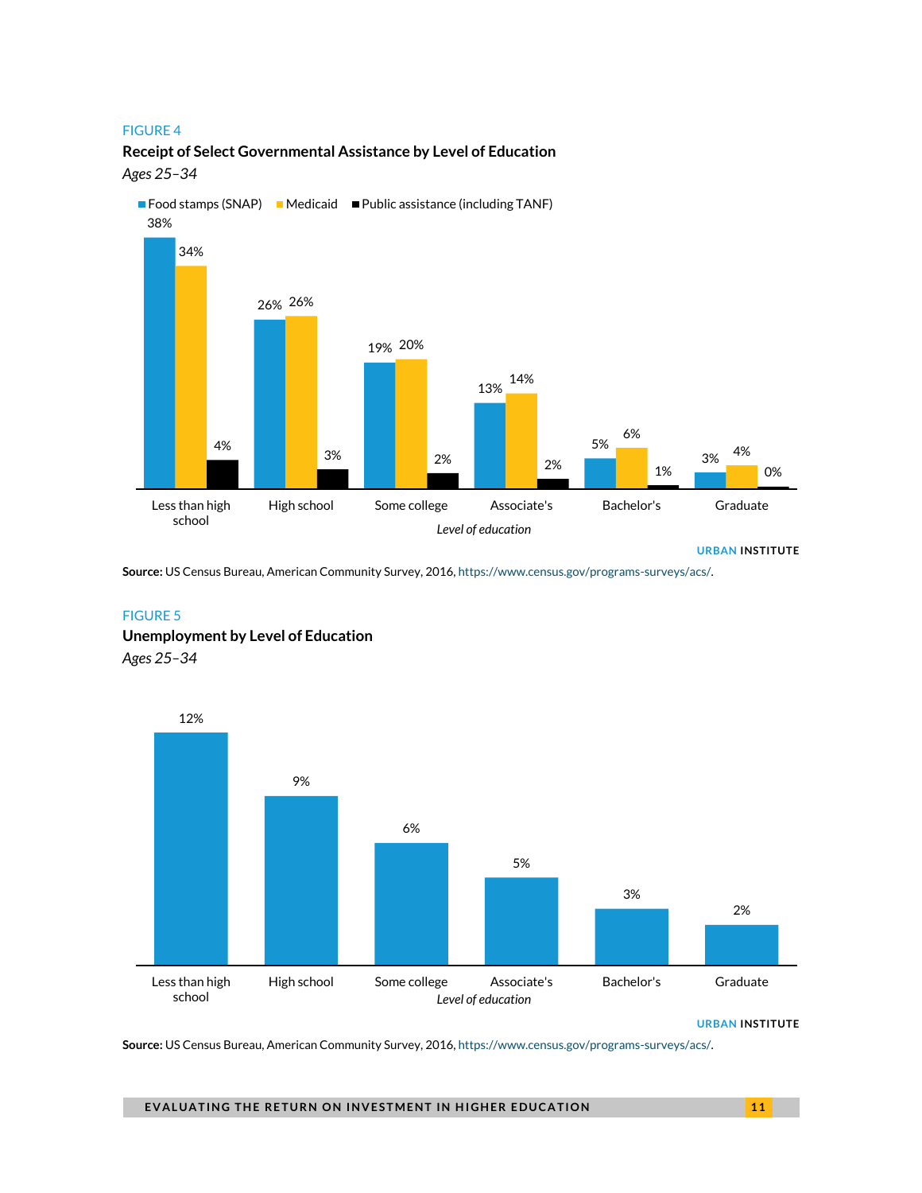FIGURE 4

**Receipt of Select Governmental Assistance by Level of Education**

*Ages 25–34*

Food stamps (SNAP) Medicaid Public assistance (including TANF)

38%
34%
4%
26% 26%
3%
19% 20%
2%
13%
14%
2%
5%
6%
1%
3%
4%
0%

Less than high school
High school
Some college
Associate's
Bachelor's
Graduate

*Level of education*

URBAN INSTITUTE

**Source:** US Census Bureau, American Community Survey, 2016, https://www.census.gov/programs-surveys/acs/.

FIGURE 5

**Unemployment by Level of Education**

*Ages 25–34*

12%
9%
6%
5%
3%
2%

Less than high school
High school
Some college
Associate's
Bachelor's
Graduate

*Level of education*

URBAN INSTITUTE

**Source:** US Census Bureau, American Community Survey, 2016, https://www.census.gov/programs-surveys/acs/.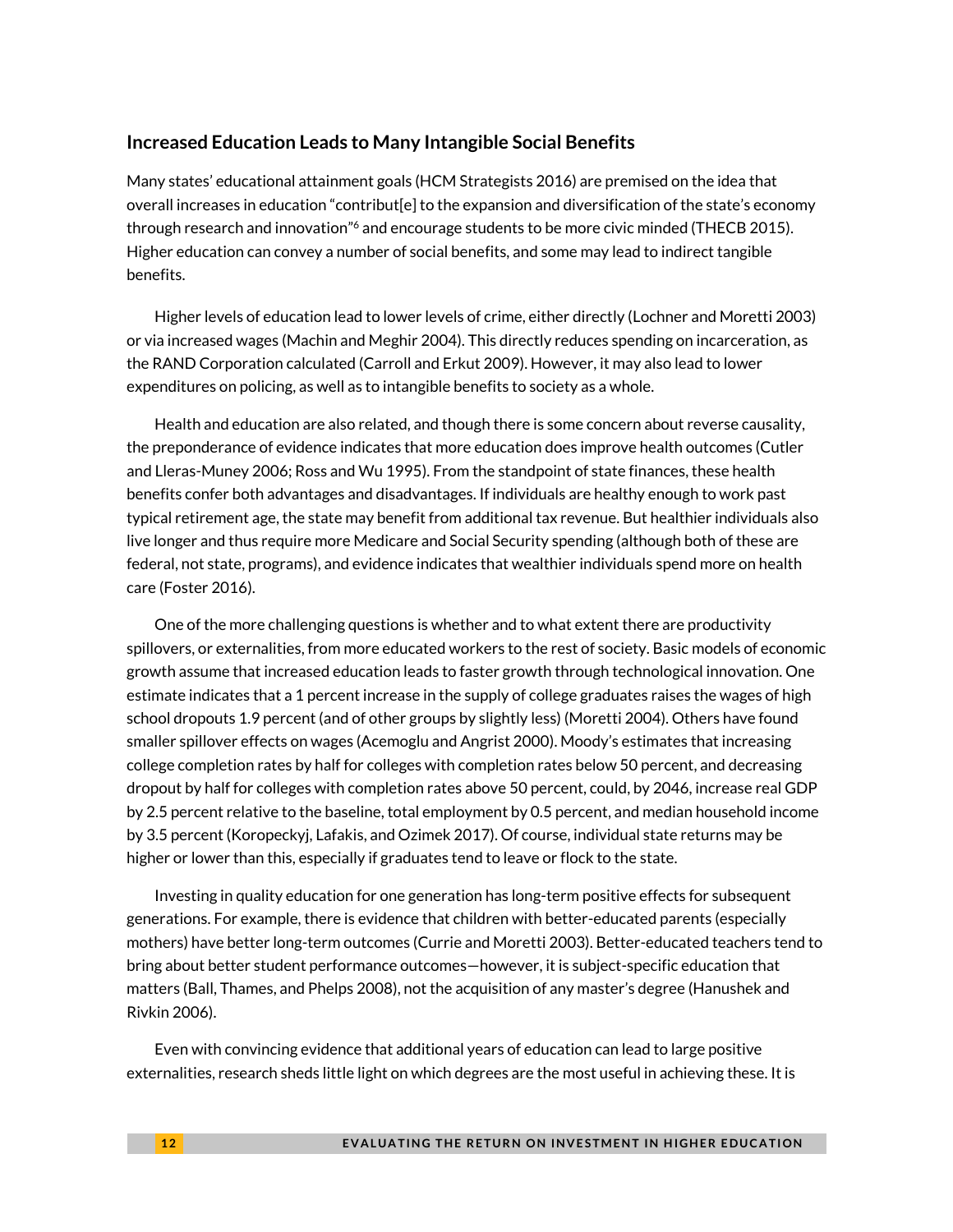### Increased Education Leads to Many Intangible Social Benefits

Many states' educational attainment goals (HCM Strategists 2016) are premised on the idea that overall increases in education "contribut[e] to the expansion and diversification of the state's economy through research and innovation"[6] and encourage students to be more civic minded (THECB 2015). Higher education can convey a number of social benefits, and some may lead to indirect tangible benefits.

Higher levels of education lead to lower levels of crime, either directly (Lochner and Moretti 2003) or via increased wages (Machin and Meghir 2004). This directly reduces spending on incarceration, as the RAND Corporation calculated (Carroll and Erkut 2009). However, it may also lead to lower expenditures on policing, as well as to intangible benefits to society as a whole.

Health and education are also related, and though there is some concern about reverse causality, the preponderance of evidence indicates that more education does improve health outcomes (Cutler and Lleras-Muney 2006; Ross and Wu 1995). From the standpoint of state finances, these health benefits confer both advantages and disadvantages. If individuals are healthy enough to work past typical retirement age, the state may benefit from additional tax revenue. But healthier individuals also live longer and thus require more Medicare and Social Security spending (although both of these are federal, not state, programs), and evidence indicates that wealthier individuals spend more on health care (Foster 2016).

One of the more challenging questions is whether and to what extent there are productivity spillovers, or externalities, from more educated workers to the rest of society. Basic models of economic growth assume that increased education leads to faster growth through technological innovation. One estimate indicates that a 1 percent increase in the supply of college graduates raises the wages of high school dropouts 1.9 percent (and of other groups by slightly less) (Moretti 2004). Others have found smaller spillover effects on wages (Acemoglu and Angrist 2000). Moody's estimates that increasing college completion rates by half for colleges with completion rates below 50 percent, and decreasing dropout by half for colleges with completion rates above 50 percent, could, by 2046, increase real GDP by 2.5 percent relative to the baseline, total employment by 0.5 percent, and median household income by 3.5 percent (Koropeckyj, Lafakis, and Ozimek 2017). Of course, individual state returns may be higher or lower than this, especially if graduates tend to leave or flock to the state.

Investing in quality education for one generation has long-term positive effects for subsequent generations. For example, there is evidence that children with better-educated parents (especially mothers) have better long-term outcomes (Currie and Moretti 2003). Better-educated teachers tend to bring about better student performance outcomes—however, it is subject-specific education that matters (Ball, Thames, and Phelps 2008), not the acquisition of any master's degree (Hanushek and Rivkin 2006).

Even with convincing evidence that additional years of education can lead to large positive externalities, research sheds little light on which degrees are the most useful in achieving these. It is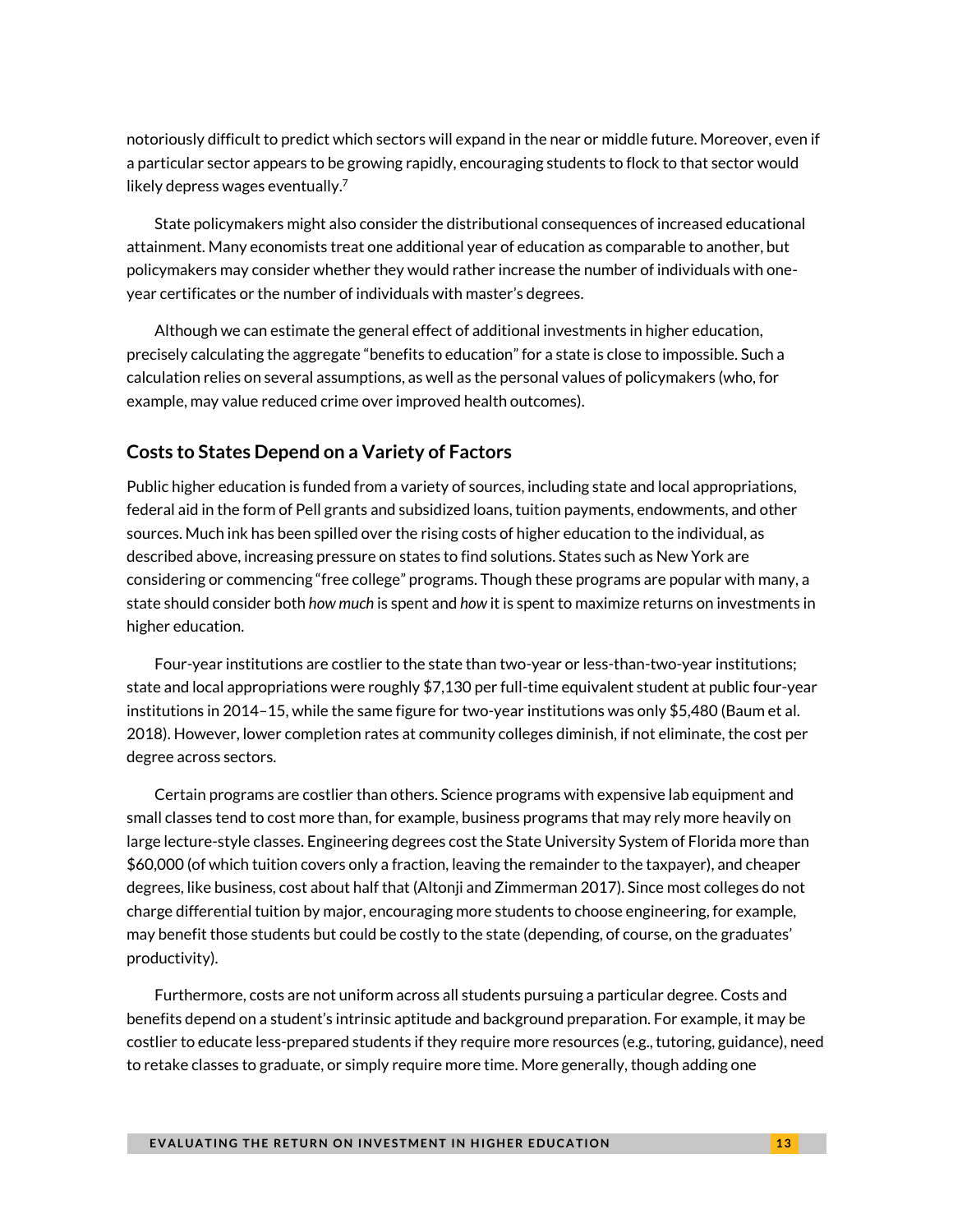notoriously difficult to predict which sectors will expand in the near or middle future. Moreover, even if a particular sector appears to be growing rapidly, encouraging students to flock to that sector would likely depress wages eventually.[7]

State policymakers might also consider the distributional consequences of increased educational attainment. Many economists treat one additional year of education as comparable to another, but policymakers may consider whether they would rather increase the number of individuals with one-year certificates or the number of individuals with master's degrees.

Although we can estimate the general effect of additional investments in higher education, precisely calculating the aggregate "benefits to education" for a state is close to impossible. Such a calculation relies on several assumptions, as well as the personal values of policymakers (who, for example, may value reduced crime over improved health outcomes).

## Costs to States Depend on a Variety of Factors

Public higher education is funded from a variety of sources, including state and local appropriations, federal aid in the form of Pell grants and subsidized loans, tuition payments, endowments, and other sources. Much ink has been spilled over the rising costs of higher education to the individual, as described above, increasing pressure on states to find solutions. States such as New York are considering or commencing "free college" programs. Though these programs are popular with many, a state should consider both *how much* is spent and *how* it is spent to maximize returns on investments in higher education.

Four-year institutions are costlier to the state than two-year or less-than-two-year institutions; state and local appropriations were roughly $7,130 per full-time equivalent student at public four-year institutions in 2014–15, while the same figure for two-year institutions was only $5,480 (Baum et al. 2018). However, lower completion rates at community colleges diminish, if not eliminate, the cost per degree across sectors.

Certain programs are costlier than others. Science programs with expensive lab equipment and small classes tend to cost more than, for example, business programs that may rely more heavily on large lecture-style classes. Engineering degrees cost the State University System of Florida more than $60,000 (of which tuition covers only a fraction, leaving the remainder to the taxpayer), and cheaper degrees, like business, cost about half that (Altonji and Zimmerman 2017). Since most colleges do not charge differential tuition by major, encouraging more students to choose engineering, for example, may benefit those students but could be costly to the state (depending, of course, on the graduates' productivity).

Furthermore, costs are not uniform across all students pursuing a particular degree. Costs and benefits depend on a student's intrinsic aptitude and background preparation. For example, it may be costlier to educate less-prepared students if they require more resources (e.g., tutoring, guidance), need to retake classes to graduate, or simply require more time. More generally, though adding one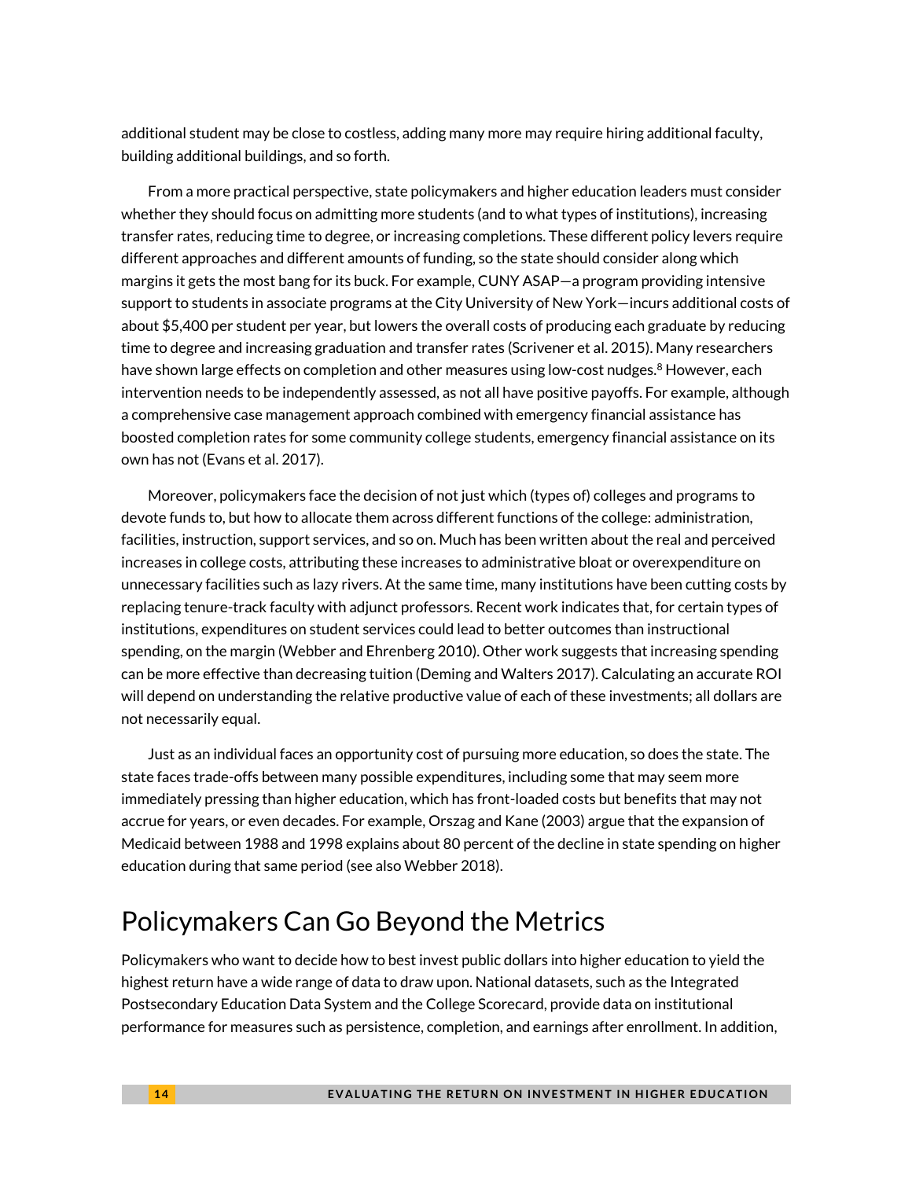additional student may be close to costless, adding many more may require hiring additional faculty, building additional buildings, and so forth.

From a more practical perspective, state policymakers and higher education leaders must consider whether they should focus on admitting more students (and to what types of institutions), increasing transfer rates, reducing time to degree, or increasing completions. These different policy levers require different approaches and different amounts of funding, so the state should consider along which margins it gets the most bang for its buck. For example, CUNY ASAP—a program providing intensive support to students in associate programs at the City University of New York—incurs additional costs of about $5,400 per student per year, but lowers the overall costs of producing each graduate by reducing time to degree and increasing graduation and transfer rates (Scrivener et al. 2015). Many researchers have shown large effects on completion and other measures using low-cost nudges.[8] However, each intervention needs to be independently assessed, as not all have positive payoffs. For example, although a comprehensive case management approach combined with emergency financial assistance has boosted completion rates for some community college students, emergency financial assistance on its own has not (Evans et al. 2017).

Moreover, policymakers face the decision of not just which (types of) colleges and programs to devote funds to, but how to allocate them across different functions of the college: administration, facilities, instruction, support services, and so on. Much has been written about the real and perceived increases in college costs, attributing these increases to administrative bloat or overexpenditure on unnecessary facilities such as lazy rivers. At the same time, many institutions have been cutting costs by replacing tenure-track faculty with adjunct professors. Recent work indicates that, for certain types of institutions, expenditures on student services could lead to better outcomes than instructional spending, on the margin (Webber and Ehrenberg 2010). Other work suggests that increasing spending can be more effective than decreasing tuition (Deming and Walters 2017). Calculating an accurate ROI will depend on understanding the relative productive value of each of these investments; all dollars are not necessarily equal.

Just as an individual faces an opportunity cost of pursuing more education, so does the state. The state faces trade-offs between many possible expenditures, including some that may seem more immediately pressing than higher education, which has front-loaded costs but benefits that may not accrue for years, or even decades. For example, Orszag and Kane (2003) argue that the expansion of Medicaid between 1988 and 1998 explains about 80 percent of the decline in state spending on higher education during that same period (see also Webber 2018).

## Policymakers Can Go Beyond the Metrics

Policymakers who want to decide how to best invest public dollars into higher education to yield the highest return have a wide range of data to draw upon. National datasets, such as the Integrated Postsecondary Education Data System and the College Scorecard, provide data on institutional performance for measures such as persistence, completion, and earnings after enrollment. In addition,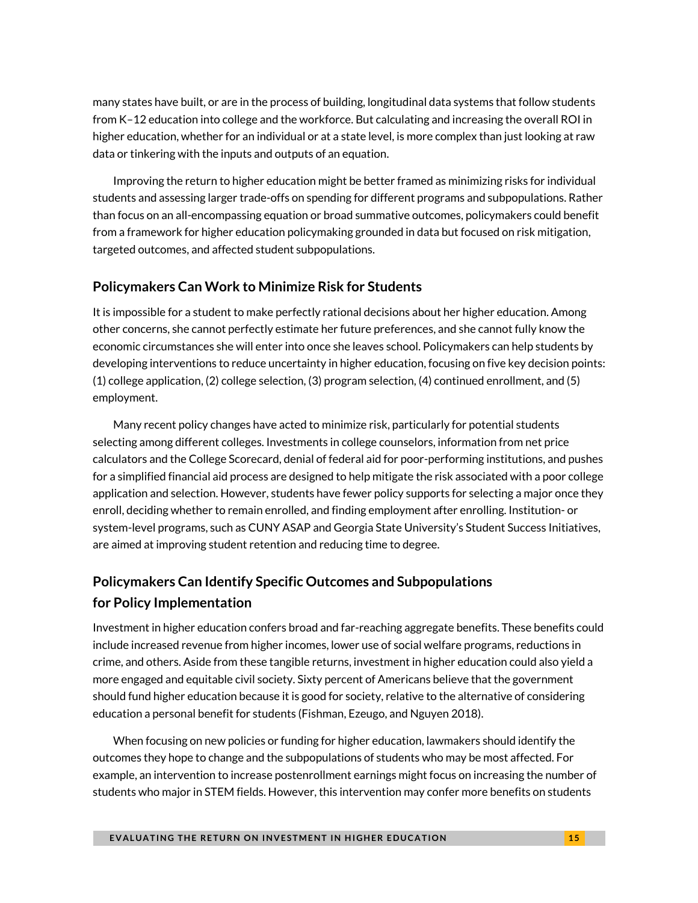many states have built, or are in the process of building, longitudinal data systems that follow students from K–12 education into college and the workforce. But calculating and increasing the overall ROI in higher education, whether for an individual or at a state level, is more complex than just looking at raw data or tinkering with the inputs and outputs of an equation.

Improving the return to higher education might be better framed as minimizing risks for individual students and assessing larger trade-offs on spending for different programs and subpopulations. Rather than focus on an all-encompassing equation or broad summative outcomes, policymakers could benefit from a framework for higher education policymaking grounded in data but focused on risk mitigation, targeted outcomes, and affected student subpopulations.

### Policymakers Can Work to Minimize Risk for Students

It is impossible for a student to make perfectly rational decisions about her higher education. Among other concerns, she cannot perfectly estimate her future preferences, and she cannot fully know the economic circumstances she will enter into once she leaves school. Policymakers can help students by developing interventions to reduce uncertainty in higher education, focusing on five key decision points: (1) college application, (2) college selection, (3) program selection, (4) continued enrollment, and (5) employment.

Many recent policy changes have acted to minimize risk, particularly for potential students selecting among different colleges. Investments in college counselors, information from net price calculators and the College Scorecard, denial of federal aid for poor-performing institutions, and pushes for a simplified financial aid process are designed to help mitigate the risk associated with a poor college application and selection. However, students have fewer policy supports for selecting a major once they enroll, deciding whether to remain enrolled, and finding employment after enrolling. Institution- or system-level programs, such as CUNY ASAP and Georgia State University's Student Success Initiatives, are aimed at improving student retention and reducing time to degree.

### Policymakers Can Identify Specific Outcomes and Subpopulations for Policy Implementation

Investment in higher education confers broad and far-reaching aggregate benefits. These benefits could include increased revenue from higher incomes, lower use of social welfare programs, reductions in crime, and others. Aside from these tangible returns, investment in higher education could also yield a more engaged and equitable civil society. Sixty percent of Americans believe that the government should fund higher education because it is good for society, relative to the alternative of considering education a personal benefit for students (Fishman, Ezeugo, and Nguyen 2018).

When focusing on new policies or funding for higher education, lawmakers should identify the outcomes they hope to change and the subpopulations of students who may be most affected. For example, an intervention to increase postenrollment earnings might focus on increasing the number of students who major in STEM fields. However, this intervention may confer more benefits on students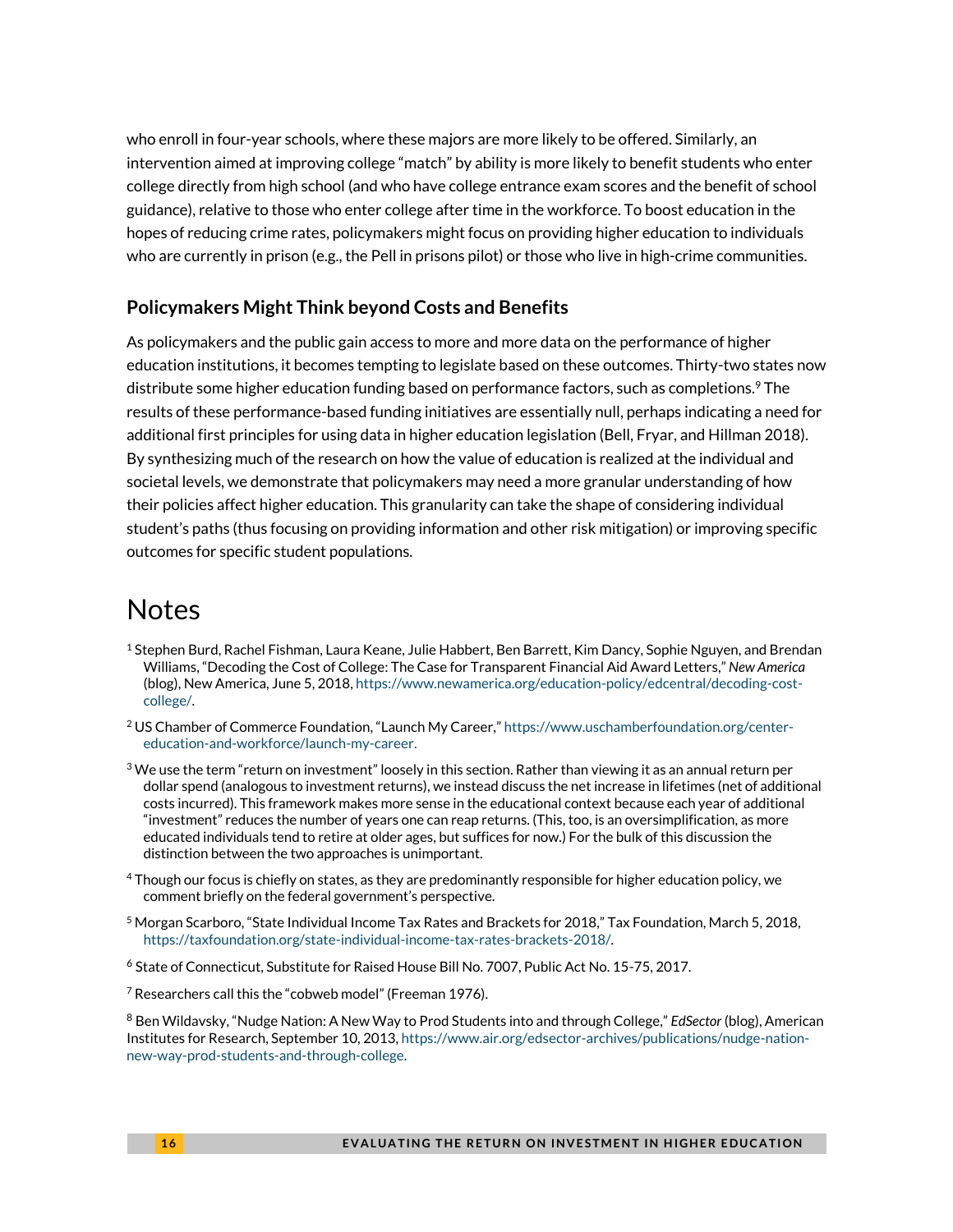who enroll in four-year schools, where these majors are more likely to be offered. Similarly, an intervention aimed at improving college "match" by ability is more likely to benefit students who enter college directly from high school (and who have college entrance exam scores and the benefit of school guidance), relative to those who enter college after time in the workforce. To boost education in the hopes of reducing crime rates, policymakers might focus on providing higher education to individuals who are currently in prison (e.g., the Pell in prisons pilot) or those who live in high-crime communities.

### Policymakers Might Think beyond Costs and Benefits

As policymakers and the public gain access to more and more data on the performance of higher education institutions, it becomes tempting to legislate based on these outcomes. Thirty-two states now distribute some higher education funding based on performance factors, such as completions.[9] The results of these performance-based funding initiatives are essentially null, perhaps indicating a need for additional first principles for using data in higher education legislation (Bell, Fryar, and Hillman 2018). By synthesizing much of the research on how the value of education is realized at the individual and societal levels, we demonstrate that policymakers may need a more granular understanding of how their policies affect higher education. This granularity can take the shape of considering individual student's paths (thus focusing on providing information and other risk mitigation) or improving specific outcomes for specific student populations.

# Notes

[1] Stephen Burd, Rachel Fishman, Laura Keane, Julie Habbert, Ben Barrett, Kim Dancy, Sophie Nguyen, and Brendan Williams, "Decoding the Cost of College: The Case for Transparent Financial Aid Award Letters," *New America* (blog), New America, June 5, 2018, https://www.newamerica.org/education-policy/edcentral/decoding-cost-college/.

[2] US Chamber of Commerce Foundation, "Launch My Career," https://www.uschamberfoundation.org/center-education-and-workforce/launch-my-career.

[3] We use the term "return on investment" loosely in this section. Rather than viewing it as an annual return per dollar spend (analogous to investment returns), we instead discuss the net increase in lifetimes (net of additional costs incurred). This framework makes more sense in the educational context because each year of additional "investment" reduces the number of years one can reap returns. (This, too, is an oversimplification, as more educated individuals tend to retire at older ages, but suffices for now.) For the bulk of this discussion the distinction between the two approaches is unimportant.

[4] Though our focus is chiefly on states, as they are predominantly responsible for higher education policy, we comment briefly on the federal government's perspective.

[5] Morgan Scarboro, "State Individual Income Tax Rates and Brackets for 2018," Tax Foundation, March 5, 2018, https://taxfoundation.org/state-individual-income-tax-rates-brackets-2018/.

[6] State of Connecticut, Substitute for Raised House Bill No. 7007, Public Act No. 15-75, 2017.

[7] Researchers call this the "cobweb model" (Freeman 1976).

[8] Ben Wildavsky, "Nudge Nation: A New Way to Prod Students into and through College," *EdSector* (blog), American Institutes for Research, September 10, 2013, https://www.air.org/edsector-archives/publications/nudge-nation-new-way-prod-students-and-through-college.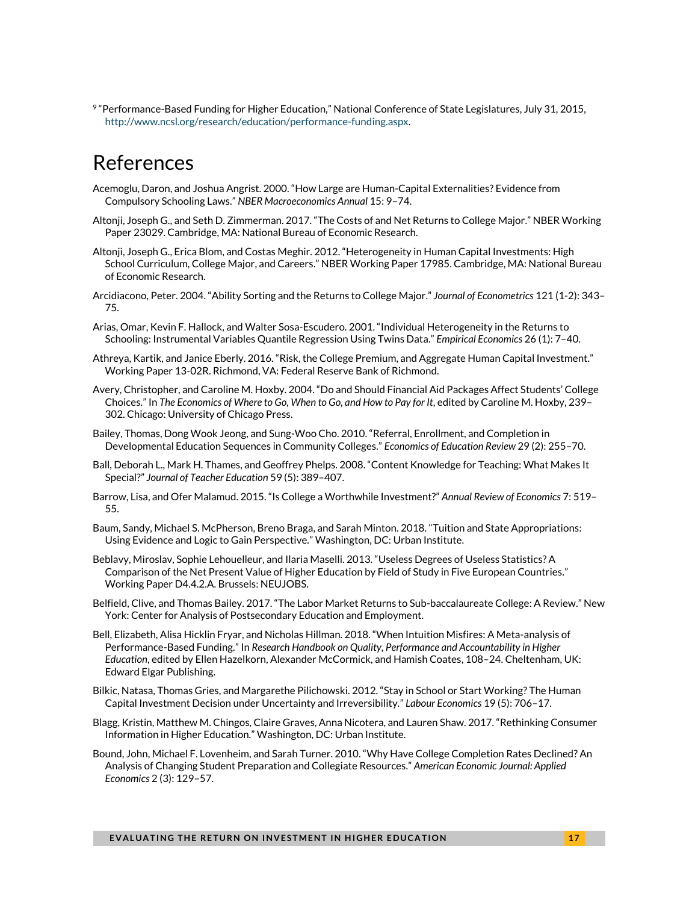[9] "Performance-Based Funding for Higher Education," National Conference of State Legislatures, July 31, 2015, http://www.ncsl.org/research/education/performance-funding.aspx.

# References

Acemoglu, Daron, and Joshua Angrist. 2000. "How Large are Human-Capital Externalities? Evidence from Compulsory Schooling Laws." *NBER Macroeconomics Annual* 15: 9–74.

Altonji, Joseph G., and Seth D. Zimmerman. 2017. "The Costs of and Net Returns to College Major." NBER Working Paper 23029. Cambridge, MA: National Bureau of Economic Research.

Altonji, Joseph G., Erica Blom, and Costas Meghir. 2012. "Heterogeneity in Human Capital Investments: High School Curriculum, College Major, and Careers." NBER Working Paper 17985. Cambridge, MA: National Bureau of Economic Research.

Arcidiacono, Peter. 2004. "Ability Sorting and the Returns to College Major." *Journal of Econometrics* 121 (1-2): 343–75.

Arias, Omar, Kevin F. Hallock, and Walter Sosa-Escudero. 2001. "Individual Heterogeneity in the Returns to Schooling: Instrumental Variables Quantile Regression Using Twins Data." *Empirical Economics* 26 (1): 7–40.

Athreya, Kartik, and Janice Eberly. 2016. "Risk, the College Premium, and Aggregate Human Capital Investment." Working Paper 13-02R. Richmond, VA: Federal Reserve Bank of Richmond.

Avery, Christopher, and Caroline M. Hoxby. 2004. "Do and Should Financial Aid Packages Affect Students' College Choices." In *The Economics of Where to Go, When to Go, and How to Pay for It*, edited by Caroline M. Hoxby, 239–302. Chicago: University of Chicago Press.

Bailey, Thomas, Dong Wook Jeong, and Sung-Woo Cho. 2010. "Referral, Enrollment, and Completion in Developmental Education Sequences in Community Colleges." *Economics of Education Review* 29 (2): 255–70.

Ball, Deborah L., Mark H. Thames, and Geoffrey Phelps. 2008. "Content Knowledge for Teaching: What Makes It Special?" *Journal of Teacher Education* 59 (5): 389–407.

Barrow, Lisa, and Ofer Malamud. 2015. "Is College a Worthwhile Investment?" *Annual Review of Economics* 7: 519–55.

Baum, Sandy, Michael S. McPherson, Breno Braga, and Sarah Minton. 2018. "Tuition and State Appropriations: Using Evidence and Logic to Gain Perspective." Washington, DC: Urban Institute.

Beblavy, Miroslav, Sophie Lehouelleur, and Ilaria Maselli. 2013. "Useless Degrees of Useless Statistics? A Comparison of the Net Present Value of Higher Education by Field of Study in Five European Countries." Working Paper D4.4.2.A. Brussels: NEUJOBS.

Belfield, Clive, and Thomas Bailey. 2017. "The Labor Market Returns to Sub-baccalaureate College: A Review." New York: Center for Analysis of Postsecondary Education and Employment.

Bell, Elizabeth, Alisa Hicklin Fryar, and Nicholas Hillman. 2018. "When Intuition Misfires: A Meta-analysis of Performance-Based Funding." In *Research Handbook on Quality, Performance and Accountability in Higher Education*, edited by Ellen Hazelkorn, Alexander McCormick, and Hamish Coates, 108–24. Cheltenham, UK: Edward Elgar Publishing.

Bilkic, Natasa, Thomas Gries, and Margarethe Pilichowski. 2012. "Stay in School or Start Working? The Human Capital Investment Decision under Uncertainty and Irreversibility." *Labour Economics* 19 (5): 706–17.

Blagg, Kristin, Matthew M. Chingos, Claire Graves, Anna Nicotera, and Lauren Shaw. 2017. "Rethinking Consumer Information in Higher Education." Washington, DC: Urban Institute.

Bound, John, Michael F. Lovenheim, and Sarah Turner. 2010. "Why Have College Completion Rates Declined? An Analysis of Changing Student Preparation and Collegiate Resources." *American Economic Journal: Applied Economics* 2 (3): 129–57.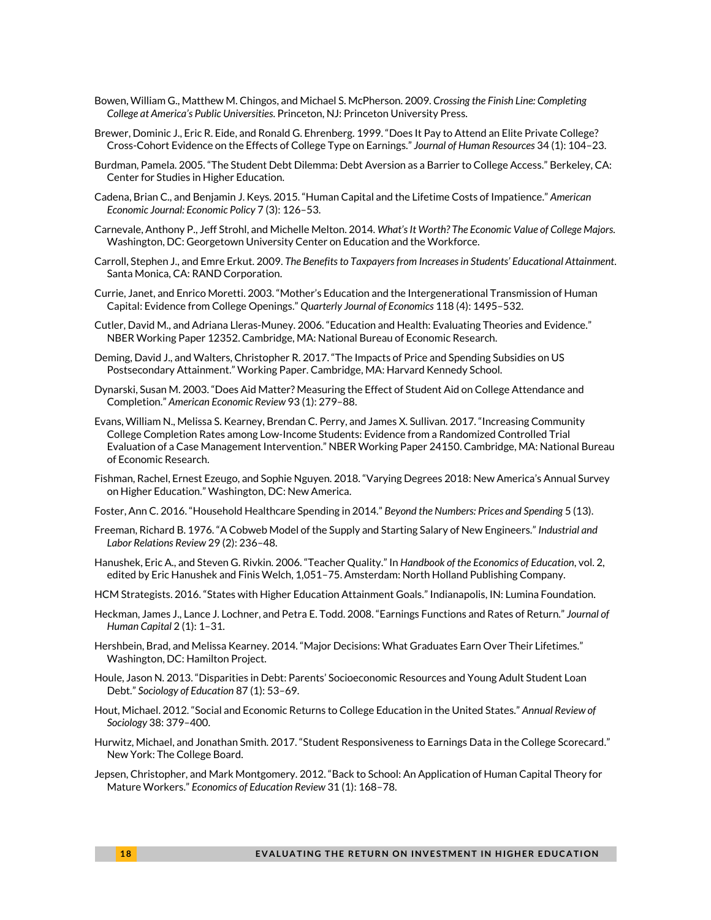Bowen, William G., Matthew M. Chingos, and Michael S. McPherson. 2009. *Crossing the Finish Line: Completing College at America's Public Universities.* Princeton, NJ: Princeton University Press.

Brewer, Dominic J., Eric R. Eide, and Ronald G. Ehrenberg. 1999. "Does It Pay to Attend an Elite Private College? Cross-Cohort Evidence on the Effects of College Type on Earnings." *Journal of Human Resources* 34 (1): 104–23.

Burdman, Pamela. 2005. "The Student Debt Dilemma: Debt Aversion as a Barrier to College Access." Berkeley, CA: Center for Studies in Higher Education.

Cadena, Brian C., and Benjamin J. Keys. 2015. "Human Capital and the Lifetime Costs of Impatience." *American Economic Journal: Economic Policy* 7 (3): 126–53.

Carnevale, Anthony P., Jeff Strohl, and Michelle Melton. 2014. *What's It Worth? The Economic Value of College Majors.* Washington, DC: Georgetown University Center on Education and the Workforce.

Carroll, Stephen J., and Emre Erkut. 2009. *The Benefits to Taxpayers from Increases in Students' Educational Attainment*. Santa Monica, CA: RAND Corporation.

Currie, Janet, and Enrico Moretti. 2003. "Mother's Education and the Intergenerational Transmission of Human Capital: Evidence from College Openings." *Quarterly Journal of Economics* 118 (4): 1495–532.

Cutler, David M., and Adriana Lleras-Muney. 2006. "Education and Health: Evaluating Theories and Evidence." NBER Working Paper 12352. Cambridge, MA: National Bureau of Economic Research.

Deming, David J., and Walters, Christopher R. 2017. "The Impacts of Price and Spending Subsidies on US Postsecondary Attainment." Working Paper. Cambridge, MA: Harvard Kennedy School.

Dynarski, Susan M. 2003. "Does Aid Matter? Measuring the Effect of Student Aid on College Attendance and Completion." *American Economic Review* 93 (1): 279–88.

Evans, William N., Melissa S. Kearney, Brendan C. Perry, and James X. Sullivan. 2017. "Increasing Community College Completion Rates among Low-Income Students: Evidence from a Randomized Controlled Trial Evaluation of a Case Management Intervention." NBER Working Paper 24150. Cambridge, MA: National Bureau of Economic Research.

Fishman, Rachel, Ernest Ezeugo, and Sophie Nguyen. 2018. "Varying Degrees 2018: New America's Annual Survey on Higher Education." Washington, DC: New America.

Foster, Ann C. 2016. "Household Healthcare Spending in 2014." *Beyond the Numbers: Prices and Spending* 5 (13).

Freeman, Richard B. 1976. "A Cobweb Model of the Supply and Starting Salary of New Engineers." *Industrial and Labor Relations Review* 29 (2): 236–48.

Hanushek, Eric A., and Steven G. Rivkin. 2006. "Teacher Quality." In *Handbook of the Economics of Education*, vol. 2, edited by Eric Hanushek and Finis Welch, 1,051–75. Amsterdam: North Holland Publishing Company.

HCM Strategists. 2016. "States with Higher Education Attainment Goals." Indianapolis, IN: Lumina Foundation.

Heckman, James J., Lance J. Lochner, and Petra E. Todd. 2008. "Earnings Functions and Rates of Return." *Journal of Human Capital* 2 (1): 1–31.

Hershbein, Brad, and Melissa Kearney. 2014. "Major Decisions: What Graduates Earn Over Their Lifetimes." Washington, DC: Hamilton Project.

Houle, Jason N. 2013. "Disparities in Debt: Parents' Socioeconomic Resources and Young Adult Student Loan Debt." *Sociology of Education* 87 (1): 53–69.

Hout, Michael. 2012. "Social and Economic Returns to College Education in the United States." *Annual Review of Sociology* 38: 379–400.

Hurwitz, Michael, and Jonathan Smith. 2017. "Student Responsiveness to Earnings Data in the College Scorecard." New York: The College Board.

Jepsen, Christopher, and Mark Montgomery. 2012. "Back to School: An Application of Human Capital Theory for Mature Workers." *Economics of Education Review* 31 (1): 168–78.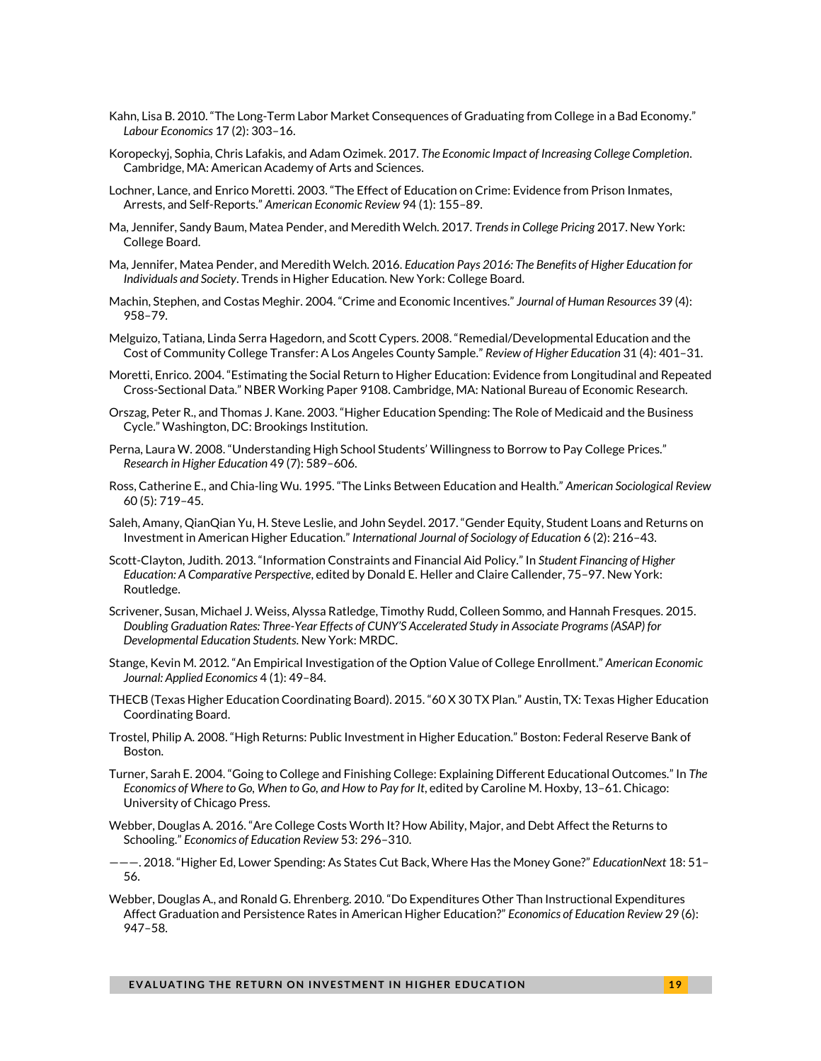Kahn, Lisa B. 2010. "The Long-Term Labor Market Consequences of Graduating from College in a Bad Economy." *Labour Economics* 17 (2): 303–16.

Koropeckyj, Sophia, Chris Lafakis, and Adam Ozimek. 2017. *The Economic Impact of Increasing College Completion*. Cambridge, MA: American Academy of Arts and Sciences.

Lochner, Lance, and Enrico Moretti. 2003. "The Effect of Education on Crime: Evidence from Prison Inmates, Arrests, and Self-Reports." *American Economic Review* 94 (1): 155–89.

Ma, Jennifer, Sandy Baum, Matea Pender, and Meredith Welch. 2017. *Trends in College Pricing* 2017. New York: College Board.

Ma, Jennifer, Matea Pender, and Meredith Welch. 2016. *Education Pays 2016: The Benefits of Higher Education for Individuals and Society*. Trends in Higher Education. New York: College Board.

Machin, Stephen, and Costas Meghir. 2004. "Crime and Economic Incentives." *Journal of Human Resources* 39 (4): 958–79.

Melguizo, Tatiana, Linda Serra Hagedorn, and Scott Cypers. 2008. "Remedial/Developmental Education and the Cost of Community College Transfer: A Los Angeles County Sample." *Review of Higher Education* 31 (4): 401–31.

Moretti, Enrico. 2004. "Estimating the Social Return to Higher Education: Evidence from Longitudinal and Repeated Cross-Sectional Data." NBER Working Paper 9108. Cambridge, MA: National Bureau of Economic Research.

Orszag, Peter R., and Thomas J. Kane. 2003. "Higher Education Spending: The Role of Medicaid and the Business Cycle." Washington, DC: Brookings Institution.

Perna, Laura W. 2008. "Understanding High School Students' Willingness to Borrow to Pay College Prices." *Research in Higher Education* 49 (7): 589–606.

Ross, Catherine E., and Chia-ling Wu. 1995. "The Links Between Education and Health." *American Sociological Review* 60 (5): 719–45.

Saleh, Amany, QianQian Yu, H. Steve Leslie, and John Seydel. 2017. "Gender Equity, Student Loans and Returns on Investment in American Higher Education." *International Journal of Sociology of Education* 6 (2): 216–43.

Scott-Clayton, Judith. 2013. "Information Constraints and Financial Aid Policy." In *Student Financing of Higher Education: A Comparative Perspective*, edited by Donald E. Heller and Claire Callender, 75–97. New York: Routledge.

Scrivener, Susan, Michael J. Weiss, Alyssa Ratledge, Timothy Rudd, Colleen Sommo, and Hannah Fresques. 2015. *Doubling Graduation Rates: Three-Year Effects of CUNY'S Accelerated Study in Associate Programs (ASAP) for Developmental Education Students.* New York: MRDC.

Stange, Kevin M. 2012. "An Empirical Investigation of the Option Value of College Enrollment." *American Economic Journal: Applied Economics* 4 (1): 49–84.

THECB (Texas Higher Education Coordinating Board). 2015. "60 X 30 TX Plan." Austin, TX: Texas Higher Education Coordinating Board.

Trostel, Philip A. 2008. "High Returns: Public Investment in Higher Education." Boston: Federal Reserve Bank of Boston.

Turner, Sarah E. 2004. "Going to College and Finishing College: Explaining Different Educational Outcomes." In *The Economics of Where to Go, When to Go, and How to Pay for It*, edited by Caroline M. Hoxby, 13–61. Chicago: University of Chicago Press.

Webber, Douglas A. 2016. "Are College Costs Worth It? How Ability, Major, and Debt Affect the Returns to Schooling." *Economics of Education Review* 53: 296–310.

———. 2018. "Higher Ed, Lower Spending: As States Cut Back, Where Has the Money Gone?" *EducationNext* 18: 51–56.

Webber, Douglas A., and Ronald G. Ehrenberg. 2010. "Do Expenditures Other Than Instructional Expenditures Affect Graduation and Persistence Rates in American Higher Education?" *Economics of Education Review* 29 (6): 947–58.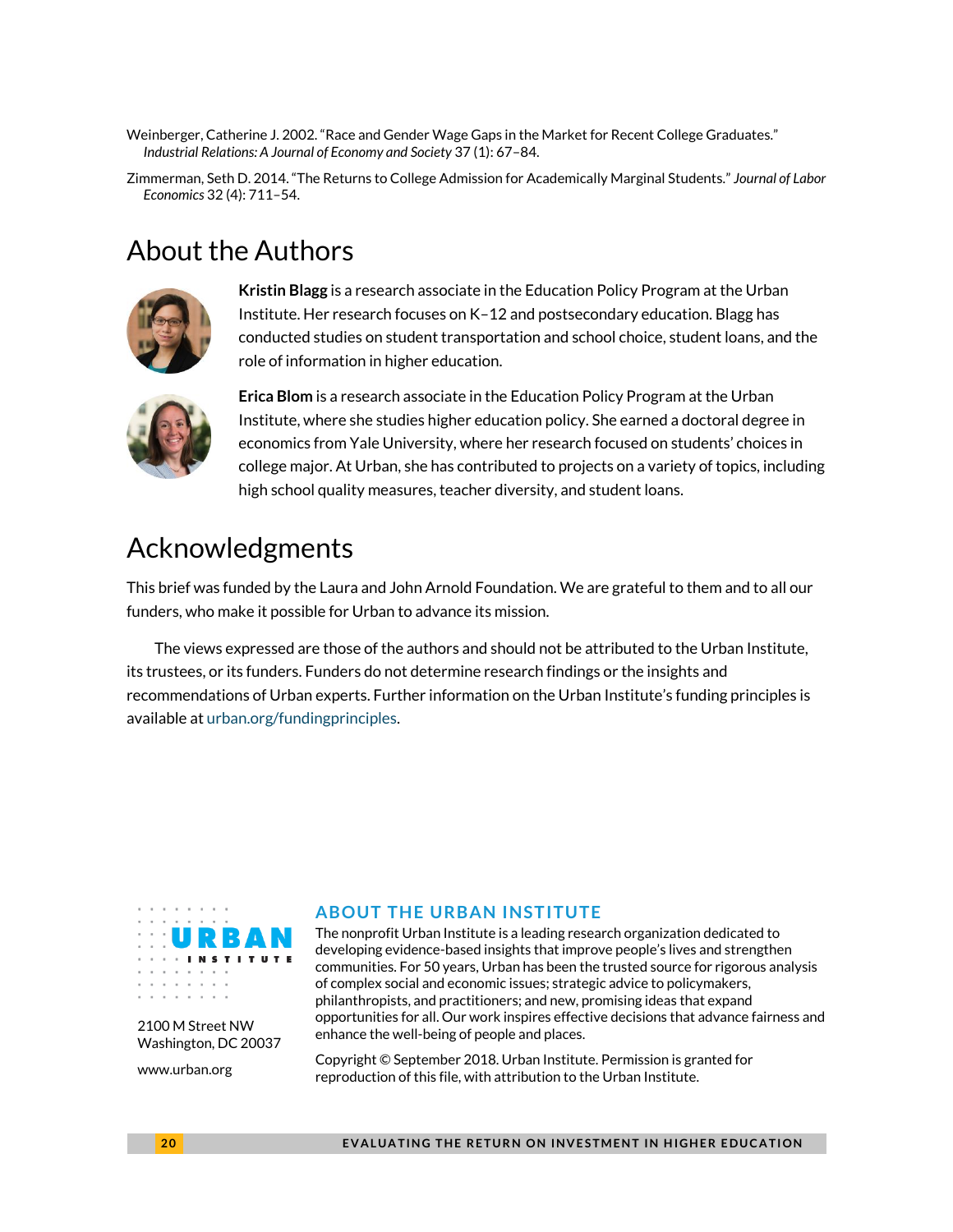Weinberger, Catherine J. 2002. "Race and Gender Wage Gaps in the Market for Recent College Graduates." *Industrial Relations: A Journal of Economy and Society* 37 (1): 67–84.

Zimmerman, Seth D. 2014. "The Returns to College Admission for Academically Marginal Students." *Journal of Labor Economics* 32 (4): 711–54.

# About the Authors

**Kristin Blagg** is a research associate in the Education Policy Program at the Urban Institute. Her research focuses on K–12 and postsecondary education. Blagg has conducted studies on student transportation and school choice, student loans, and the role of information in higher education.

**Erica Blom** is a research associate in the Education Policy Program at the Urban Institute, where she studies higher education policy. She earned a doctoral degree in economics from Yale University, where her research focused on students' choices in college major. At Urban, she has contributed to projects on a variety of topics, including high school quality measures, teacher diversity, and student loans.

# Acknowledgments

This brief was funded by the Laura and John Arnold Foundation. We are grateful to them and to all our funders, who make it possible for Urban to advance its mission.

The views expressed are those of the authors and should not be attributed to the Urban Institute, its trustees, or its funders. Funders do not determine research findings or the insights and recommendations of Urban experts. Further information on the Urban Institute's funding principles is available at urban.org/fundingprinciples.

URBAN INSTITUTE

2100 M Street NW
Washington, DC 20037

www.urban.org

## ABOUT THE URBAN INSTITUTE

The nonprofit Urban Institute is a leading research organization dedicated to developing evidence-based insights that improve people's lives and strengthen communities. For 50 years, Urban has been the trusted source for rigorous analysis of complex social and economic issues; strategic advice to policymakers, philanthropists, and practitioners; and new, promising ideas that expand opportunities for all. Our work inspires effective decisions that advance fairness and enhance the well-being of people and places.

Copyright © September 2018. Urban Institute. Permission is granted for reproduction of this file, with attribution to the Urban Institute.